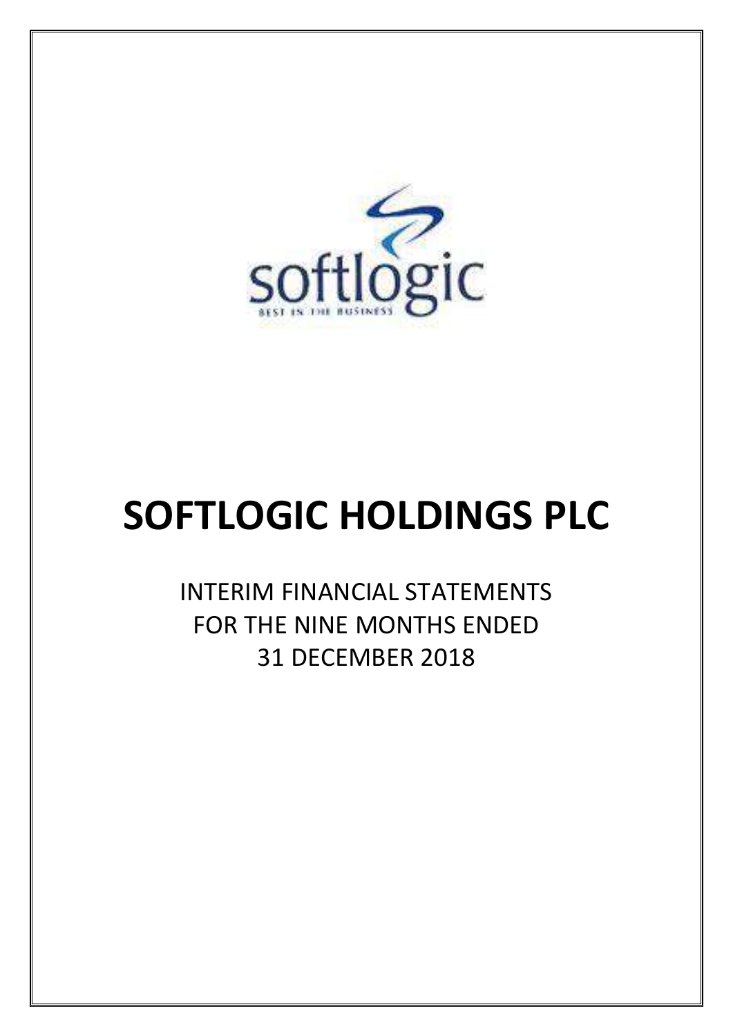softlogic

BEST IN THE BUSINESS

# SOFTLOGIC HOLDINGS PLC

INTERIM FINANCIAL STATEMENTS
FOR THE NINE MONTHS ENDED
31 DECEMBER 2018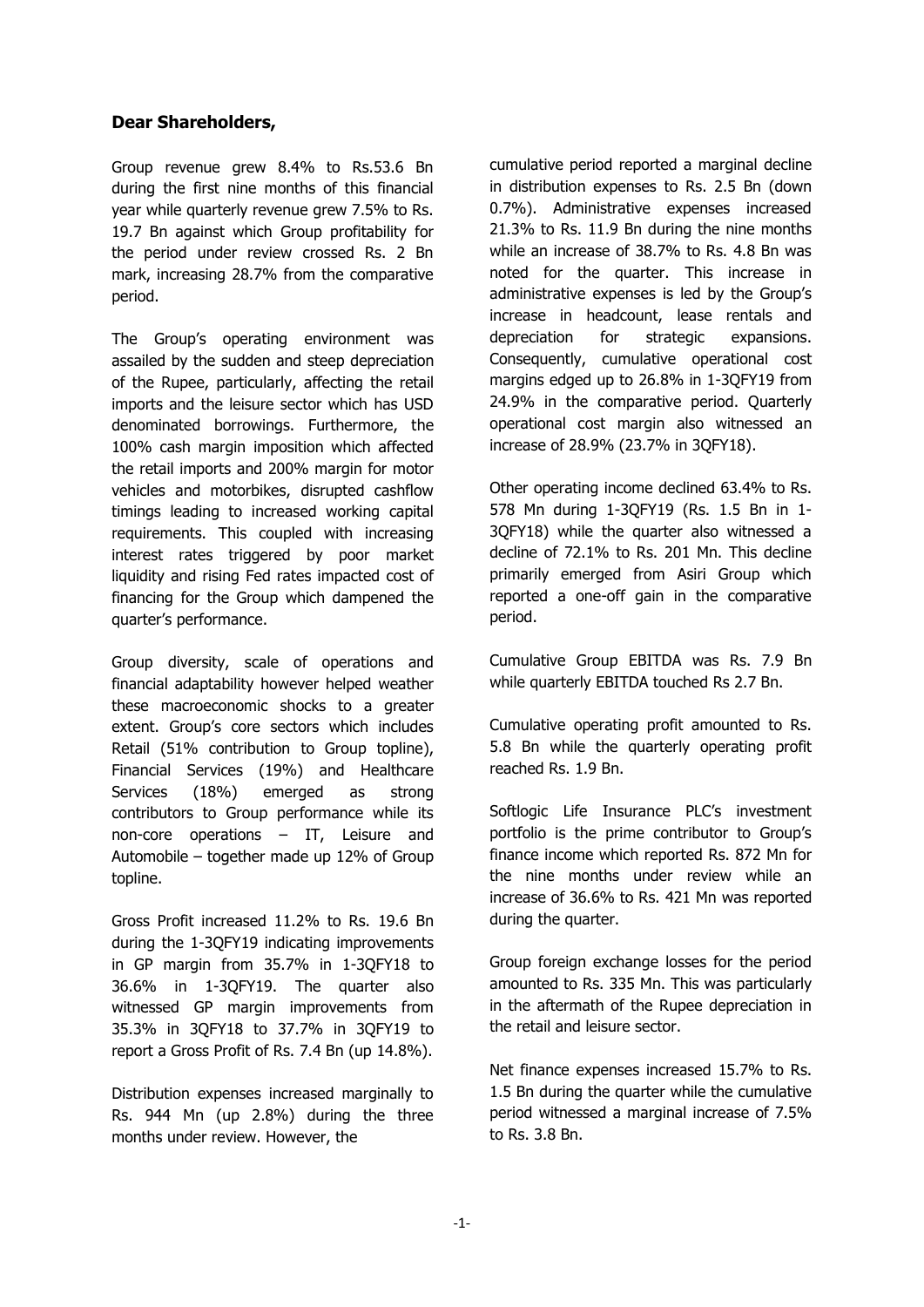**Dear Shareholders,**

Group revenue grew 8.4% to Rs.53.6 Bn during the first nine months of this financial year while quarterly revenue grew 7.5% to Rs. 19.7 Bn against which Group profitability for the period under review crossed Rs. 2 Bn mark, increasing 28.7% from the comparative period.

The Group's operating environment was assailed by the sudden and steep depreciation of the Rupee, particularly, affecting the retail imports and the leisure sector which has USD denominated borrowings. Furthermore, the 100% cash margin imposition which affected the retail imports and 200% margin for motor vehicles and motorbikes, disrupted cashflow timings leading to increased working capital requirements. This coupled with increasing interest rates triggered by poor market liquidity and rising Fed rates impacted cost of financing for the Group which dampened the quarter's performance.

Group diversity, scale of operations and financial adaptability however helped weather these macroeconomic shocks to a greater extent. Group's core sectors which includes Retail (51% contribution to Group topline), Financial Services (19%) and Healthcare Services (18%) emerged as strong contributors to Group performance while its non-core operations – IT, Leisure and Automobile – together made up 12% of Group topline.

Gross Profit increased 11.2% to Rs. 19.6 Bn during the 1-3QFY19 indicating improvements in GP margin from 35.7% in 1-3QFY18 to 36.6% in 1-3QFY19. The quarter also witnessed GP margin improvements from 35.3% in 3QFY18 to 37.7% in 3QFY19 to report a Gross Profit of Rs. 7.4 Bn (up 14.8%).

Distribution expenses increased marginally to Rs. 944 Mn (up 2.8%) during the three months under review. However, the cumulative period reported a marginal decline in distribution expenses to Rs. 2.5 Bn (down 0.7%). Administrative expenses increased 21.3% to Rs. 11.9 Bn during the nine months while an increase of 38.7% to Rs. 4.8 Bn was noted for the quarter. This increase in administrative expenses is led by the Group's increase in headcount, lease rentals and depreciation for strategic expansions. Consequently, cumulative operational cost margins edged up to 26.8% in 1-3QFY19 from 24.9% in the comparative period. Quarterly operational cost margin also witnessed an increase of 28.9% (23.7% in 3QFY18).

Other operating income declined 63.4% to Rs. 578 Mn during 1-3QFY19 (Rs. 1.5 Bn in 1-3QFY18) while the quarter also witnessed a decline of 72.1% to Rs. 201 Mn. This decline primarily emerged from Asiri Group which reported a one-off gain in the comparative period.

Cumulative Group EBITDA was Rs. 7.9 Bn while quarterly EBITDA touched Rs 2.7 Bn.

Cumulative operating profit amounted to Rs. 5.8 Bn while the quarterly operating profit reached Rs. 1.9 Bn.

Softlogic Life Insurance PLC's investment portfolio is the prime contributor to Group's finance income which reported Rs. 872 Mn for the nine months under review while an increase of 36.6% to Rs. 421 Mn was reported during the quarter.

Group foreign exchange losses for the period amounted to Rs. 335 Mn. This was particularly in the aftermath of the Rupee depreciation in the retail and leisure sector.

Net finance expenses increased 15.7% to Rs. 1.5 Bn during the quarter while the cumulative period witnessed a marginal increase of 7.5% to Rs. 3.8 Bn.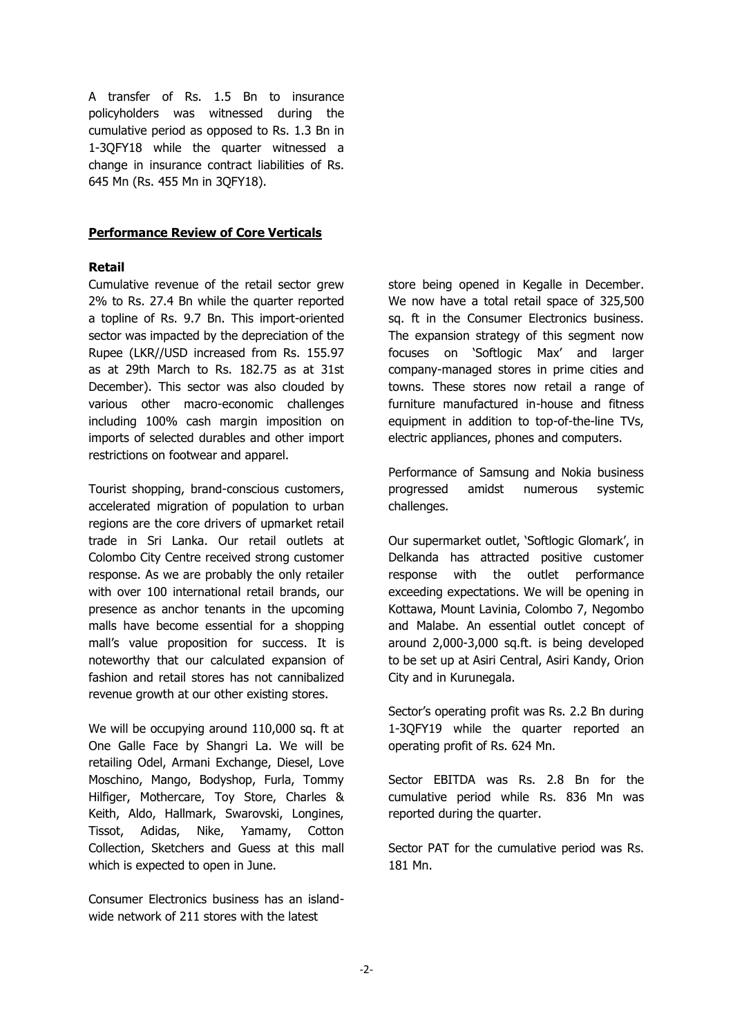A transfer of Rs. 1.5 Bn to insurance policyholders was witnessed during the cumulative period as opposed to Rs. 1.3 Bn in 1-3QFY18 while the quarter witnessed a change in insurance contract liabilities of Rs. 645 Mn (Rs. 455 Mn in 3QFY18).

## Performance Review of Core Verticals

### Retail

Cumulative revenue of the retail sector grew 2% to Rs. 27.4 Bn while the quarter reported a topline of Rs. 9.7 Bn. This import-oriented sector was impacted by the depreciation of the Rupee (LKR//USD increased from Rs. 155.97 as at 29th March to Rs. 182.75 as at 31st December). This sector was also clouded by various other macro-economic challenges including 100% cash margin imposition on imports of selected durables and other import restrictions on footwear and apparel.

Tourist shopping, brand-conscious customers, accelerated migration of population to urban regions are the core drivers of upmarket retail trade in Sri Lanka. Our retail outlets at Colombo City Centre received strong customer response. As we are probably the only retailer with over 100 international retail brands, our presence as anchor tenants in the upcoming malls have become essential for a shopping mall's value proposition for success. It is noteworthy that our calculated expansion of fashion and retail stores has not cannibalized revenue growth at our other existing stores.

We will be occupying around 110,000 sq. ft at One Galle Face by Shangri La. We will be retailing Odel, Armani Exchange, Diesel, Love Moschino, Mango, Bodyshop, Furla, Tommy Hilfiger, Mothercare, Toy Store, Charles & Keith, Aldo, Hallmark, Swarovski, Longines, Tissot, Adidas, Nike, Yamamy, Cotton Collection, Sketchers and Guess at this mall which is expected to open in June.

Consumer Electronics business has an island-wide network of 211 stores with the latest store being opened in Kegalle in December. We now have a total retail space of 325,500 sq. ft in the Consumer Electronics business. The expansion strategy of this segment now focuses on 'Softlogic Max' and larger company-managed stores in prime cities and towns. These stores now retail a range of furniture manufactured in-house and fitness equipment in addition to top-of-the-line TVs, electric appliances, phones and computers.

Performance of Samsung and Nokia business progressed amidst numerous systemic challenges.

Our supermarket outlet, 'Softlogic Glomark', in Delkanda has attracted positive customer response with the outlet performance exceeding expectations. We will be opening in Kottawa, Mount Lavinia, Colombo 7, Negombo and Malabe. An essential outlet concept of around 2,000-3,000 sq.ft. is being developed to be set up at Asiri Central, Asiri Kandy, Orion City and in Kurunegala.

Sector's operating profit was Rs. 2.2 Bn during 1-3QFY19 while the quarter reported an operating profit of Rs. 624 Mn.

Sector EBITDA was Rs. 2.8 Bn for the cumulative period while Rs. 836 Mn was reported during the quarter.

Sector PAT for the cumulative period was Rs. 181 Mn.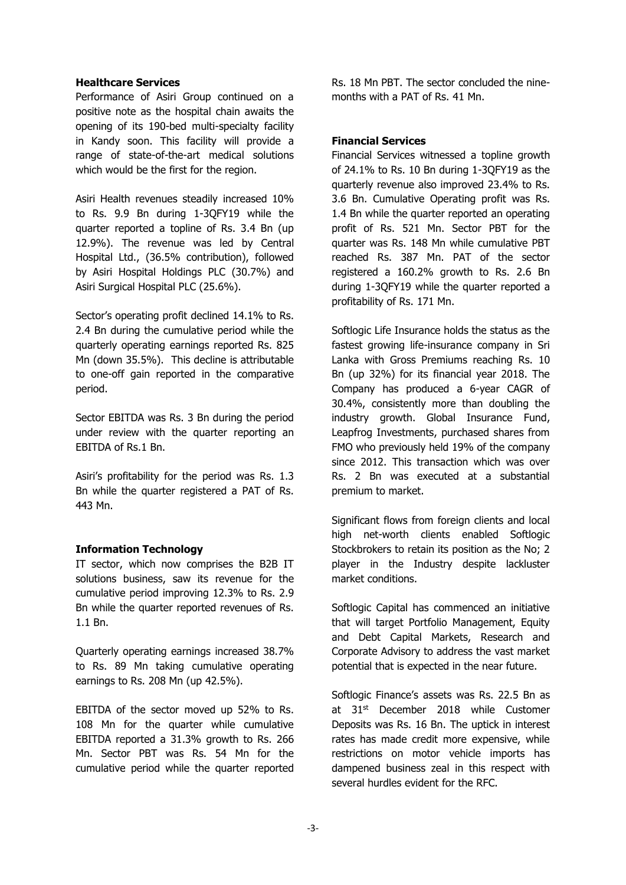**Healthcare Services**

Performance of Asiri Group continued on a positive note as the hospital chain awaits the opening of its 190-bed multi-specialty facility in Kandy soon. This facility will provide a range of state-of-the-art medical solutions which would be the first for the region.

Asiri Health revenues steadily increased 10% to Rs. 9.9 Bn during 1-3QFY19 while the quarter reported a topline of Rs. 3.4 Bn (up 12.9%). The revenue was led by Central Hospital Ltd., (36.5% contribution), followed by Asiri Hospital Holdings PLC (30.7%) and Asiri Surgical Hospital PLC (25.6%).

Sector's operating profit declined 14.1% to Rs. 2.4 Bn during the cumulative period while the quarterly operating earnings reported Rs. 825 Mn (down 35.5%). This decline is attributable to one-off gain reported in the comparative period.

Sector EBITDA was Rs. 3 Bn during the period under review with the quarter reporting an EBITDA of Rs.1 Bn.

Asiri's profitability for the period was Rs. 1.3 Bn while the quarter registered a PAT of Rs. 443 Mn.

**Information Technology**

IT sector, which now comprises the B2B IT solutions business, saw its revenue for the cumulative period improving 12.3% to Rs. 2.9 Bn while the quarter reported revenues of Rs. 1.1 Bn.

Quarterly operating earnings increased 38.7% to Rs. 89 Mn taking cumulative operating earnings to Rs. 208 Mn (up 42.5%).

EBITDA of the sector moved up 52% to Rs. 108 Mn for the quarter while cumulative EBITDA reported a 31.3% growth to Rs. 266 Mn. Sector PBT was Rs. 54 Mn for the cumulative period while the quarter reported Rs. 18 Mn PBT. The sector concluded the nine-months with a PAT of Rs. 41 Mn.

**Financial Services**

Financial Services witnessed a topline growth of 24.1% to Rs. 10 Bn during 1-3QFY19 as the quarterly revenue also improved 23.4% to Rs. 3.6 Bn. Cumulative Operating profit was Rs. 1.4 Bn while the quarter reported an operating profit of Rs. 521 Mn. Sector PBT for the quarter was Rs. 148 Mn while cumulative PBT reached Rs. 387 Mn. PAT of the sector registered a 160.2% growth to Rs. 2.6 Bn during 1-3QFY19 while the quarter reported a profitability of Rs. 171 Mn.

Softlogic Life Insurance holds the status as the fastest growing life-insurance company in Sri Lanka with Gross Premiums reaching Rs. 10 Bn (up 32%) for its financial year 2018. The Company has produced a 6-year CAGR of 30.4%, consistently more than doubling the industry growth. Global Insurance Fund, Leapfrog Investments, purchased shares from FMO who previously held 19% of the company since 2012. This transaction which was over Rs. 2 Bn was executed at a substantial premium to market.

Significant flows from foreign clients and local high net-worth clients enabled Softlogic Stockbrokers to retain its position as the No; 2 player in the Industry despite lackluster market conditions.

Softlogic Capital has commenced an initiative that will target Portfolio Management, Equity and Debt Capital Markets, Research and Corporate Advisory to address the vast market potential that is expected in the near future.

Softlogic Finance's assets was Rs. 22.5 Bn as at 31st December 2018 while Customer Deposits was Rs. 16 Bn. The uptick in interest rates has made credit more expensive, while restrictions on motor vehicle imports has dampened business zeal in this respect with several hurdles evident for the RFC.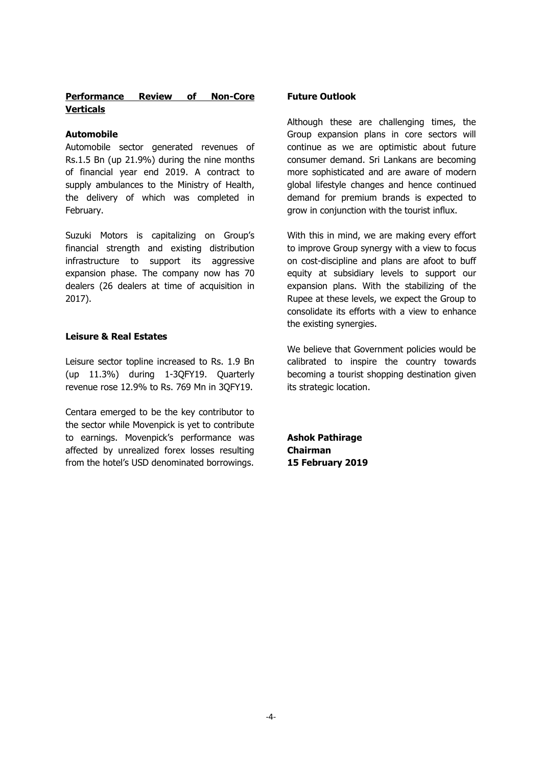## Performance Review of Non-Core Verticals

### Automobile

Automobile sector generated revenues of Rs.1.5 Bn (up 21.9%) during the nine months of financial year end 2019. A contract to supply ambulances to the Ministry of Health, the delivery of which was completed in February.

Suzuki Motors is capitalizing on Group's financial strength and existing distribution infrastructure to support its aggressive expansion phase. The company now has 70 dealers (26 dealers at time of acquisition in 2017).

### Leisure & Real Estates

Leisure sector topline increased to Rs. 1.9 Bn (up 11.3%) during 1-3QFY19. Quarterly revenue rose 12.9% to Rs. 769 Mn in 3QFY19.

Centara emerged to be the key contributor to the sector while Movenpick is yet to contribute to earnings. Movenpick's performance was affected by unrealized forex losses resulting from the hotel's USD denominated borrowings.

## Future Outlook

Although these are challenging times, the Group expansion plans in core sectors will continue as we are optimistic about future consumer demand. Sri Lankans are becoming more sophisticated and are aware of modern global lifestyle changes and hence continued demand for premium brands is expected to grow in conjunction with the tourist influx.

With this in mind, we are making every effort to improve Group synergy with a view to focus on cost-discipline and plans are afoot to buff equity at subsidiary levels to support our expansion plans. With the stabilizing of the Rupee at these levels, we expect the Group to consolidate its efforts with a view to enhance the existing synergies.

We believe that Government policies would be calibrated to inspire the country towards becoming a tourist shopping destination given its strategic location.

**Ashok Pathirage**
**Chairman**
**15 February 2019**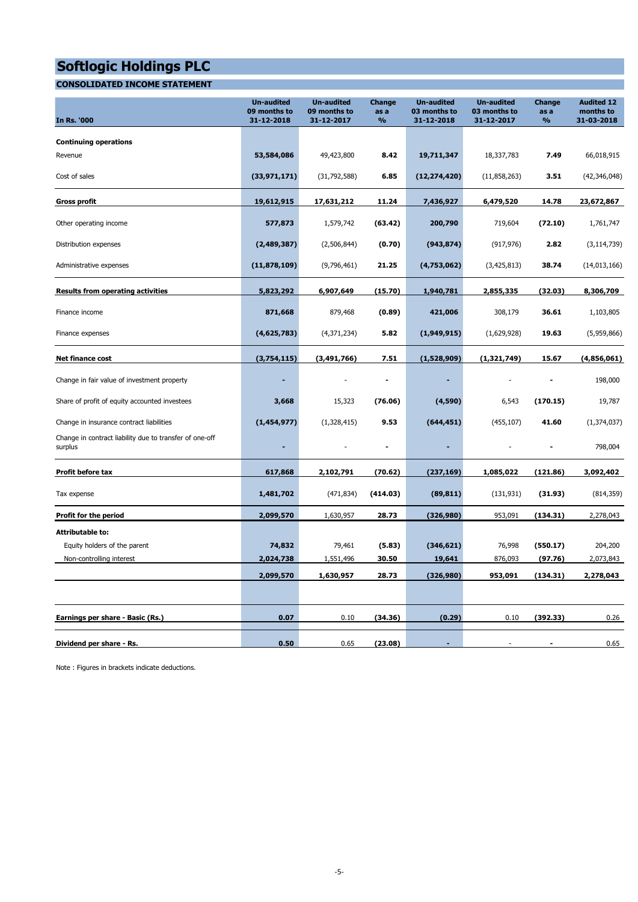# Softlogic Holdings PLC

## CONSOLIDATED INCOME STATEMENT

| In Rs. '000 | Un-audited 09 months to 31-12-2018 | Un-audited 09 months to 31-12-2017 | Change as a % | Un-audited 03 months to 31-12-2018 | Un-audited 03 months to 31-12-2017 | Change as a % | Audited 12 months to 31-03-2018 |
|---|---|---|---|---|---|---|---|
| **Continuing operations** | | | | | | | |
| Revenue | **53,584,086** | 49,423,800 | **8.42** | **19,711,347** | 18,337,783 | **7.49** | 66,018,915 |
| Cost of sales | **(33,971,171)** | (31,792,588) | **6.85** | **(12,274,420)** | (11,858,263) | **3.51** | (42,346,048) |
| **Gross profit** | **19,612,915** | **17,631,212** | **11.24** | **7,436,927** | **6,479,520** | **14.78** | **23,672,867** |
| Other operating income | **577,873** | 1,579,742 | **(63.42)** | **200,790** | 719,604 | **(72.10)** | 1,761,747 |
| Distribution expenses | **(2,489,387)** | (2,506,844) | **(0.70)** | **(943,874)** | (917,976) | **2.82** | (3,114,739) |
| Administrative expenses | **(11,878,109)** | (9,796,461) | **21.25** | **(4,753,062)** | (3,425,813) | **38.74** | (14,013,166) |
| **Results from operating activities** | **5,823,292** | **6,907,649** | **(15.70)** | **1,940,781** | **2,855,335** | **(32.03)** | **8,306,709** |
| Finance income | **871,668** | 879,468 | **(0.89)** | **421,006** | 308,179 | **36.61** | 1,103,805 |
| Finance expenses | **(4,625,783)** | (4,371,234) | **5.82** | **(1,949,915)** | (1,629,928) | **19.63** | (5,959,866) |
| **Net finance cost** | **(3,754,115)** | **(3,491,766)** | **7.51** | **(1,528,909)** | **(1,321,749)** | **15.67** | **(4,856,061)** |
| Change in fair value of investment property | **-** | - | **-** | **-** | - | **-** | 198,000 |
| Share of profit of equity accounted investees | **3,668** | 15,323 | **(76.06)** | **(4,590)** | 6,543 | **(170.15)** | 19,787 |
| Change in insurance contract liabilities | **(1,454,977)** | (1,328,415) | **9.53** | **(644,451)** | (455,107) | **41.60** | (1,374,037) |
| Change in contract liability due to transfer of one-off surplus | **-** | - | **-** | **-** | - | **-** | 798,004 |
| **Profit before tax** | **617,868** | **2,102,791** | **(70.62)** | **(237,169)** | **1,085,022** | **(121.86)** | **3,092,402** |
| Tax expense | **1,481,702** | (471,834) | **(414.03)** | **(89,811)** | (131,931) | **(31.93)** | (814,359) |
| **Profit for the period** | **2,099,570** | 1,630,957 | **28.73** | **(326,980)** | 953,091 | **(134.31)** | 2,278,043 |
| **Attributable to:** | | | | | | | |
| Equity holders of the parent | **74,832** | 79,461 | **(5.83)** | **(346,621)** | 76,998 | **(550.17)** | 204,200 |
| Non-controlling interest | **2,024,738** | 1,551,496 | **30.50** | **19,641** | 876,093 | **(97.76)** | 2,073,843 |
| | **2,099,570** | **1,630,957** | **28.73** | **(326,980)** | **953,091** | **(134.31)** | **2,278,043** |
| **Earnings per share - Basic (Rs.)** | **0.07** | 0.10 | **(34.36)** | **(0.29)** | 0.10 | **(392.33)** | 0.26 |
| **Dividend per share - Rs.** | **0.50** | 0.65 | **(23.08)** | **-** | - | **-** | 0.65 |

Note : Figures in brackets indicate deductions.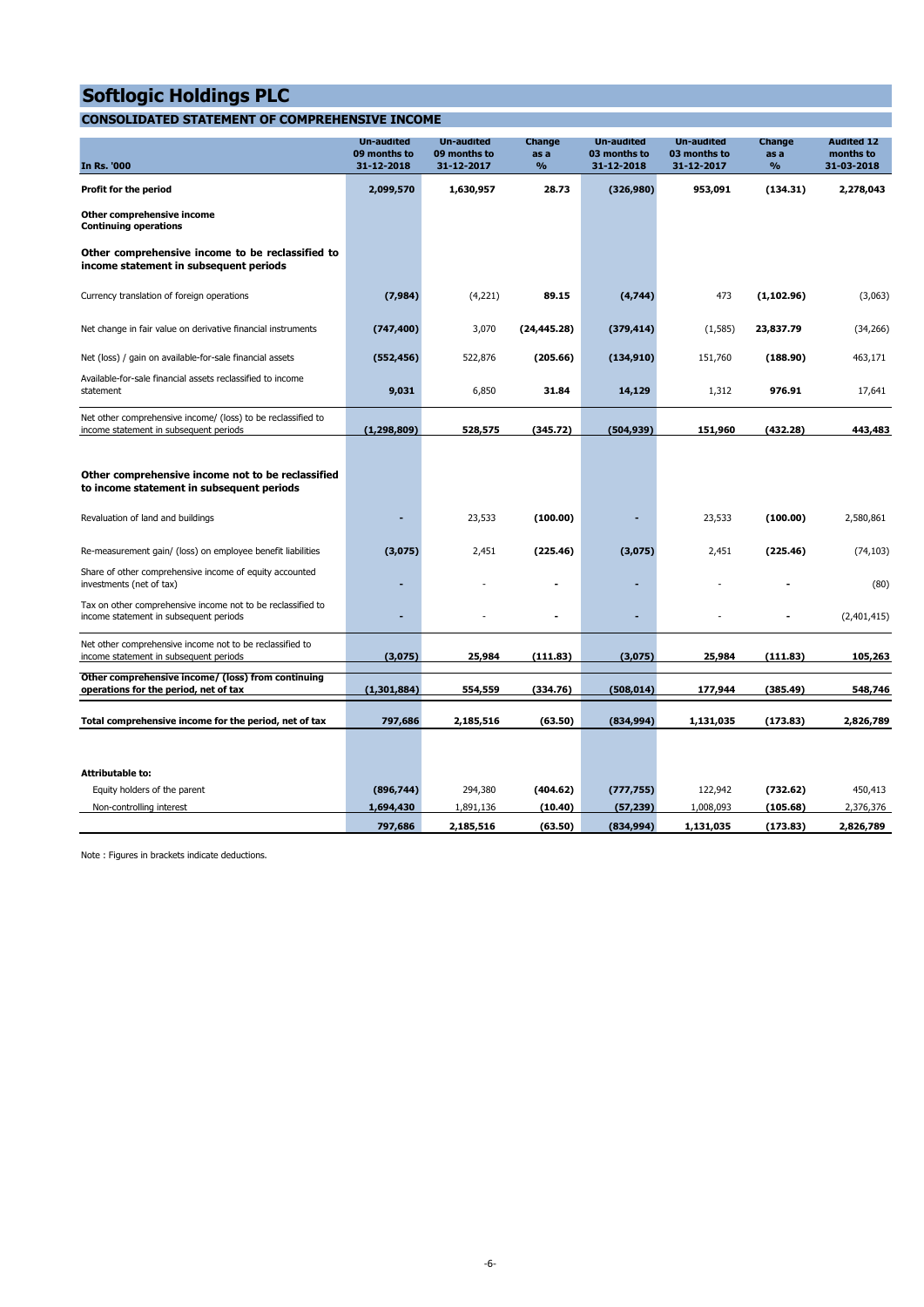# Softlogic Holdings PLC

## CONSOLIDATED STATEMENT OF COMPREHENSIVE INCOME

| In Rs. '000 | Un-audited 09 months to 31-12-2018 | Un-audited 09 months to 31-12-2017 | Change as a % | Un-audited 03 months to 31-12-2018 | Un-audited 03 months to 31-12-2017 | Change as a % | Audited 12 months to 31-03-2018 |
|---|---|---|---|---|---|---|---|
| **Profit for the period** | **2,099,570** | **1,630,957** | **28.73** | **(326,980)** | **953,091** | **(134.31)** | **2,278,043** |
| **Other comprehensive income** **Continuing operations** | | | | | | | |
| **Other comprehensive income to be reclassified to income statement in subsequent periods** | | | | | | | |
| Currency translation of foreign operations | **(7,984)** | (4,221) | **89.15** | **(4,744)** | 473 | **(1,102.96)** | (3,063) |
| Net change in fair value on derivative financial instruments | **(747,400)** | 3,070 | **(24,445.28)** | **(379,414)** | (1,585) | **23,837.79** | (34,266) |
| Net (loss) / gain on available-for-sale financial assets | **(552,456)** | 522,876 | **(205.66)** | **(134,910)** | 151,760 | **(188.90)** | 463,171 |
| Available-for-sale financial assets reclassified to income statement | **9,031** | 6,850 | **31.84** | **14,129** | 1,312 | **976.91** | 17,641 |
| Net other comprehensive income/ (loss) to be reclassified to income statement in subsequent periods | **(1,298,809)** | **528,575** | **(345.72)** | **(504,939)** | **151,960** | **(432.28)** | **443,483** |
| **Other comprehensive income not to be reclassified to income statement in subsequent periods** | | | | | | | |
| Revaluation of land and buildings | **-** | 23,533 | **(100.00)** | **-** | 23,533 | **(100.00)** | 2,580,861 |
| Re-measurement gain/ (loss) on employee benefit liabilities | **(3,075)** | 2,451 | **(225.46)** | **(3,075)** | 2,451 | **(225.46)** | (74,103) |
| Share of other comprehensive income of equity accounted investments (net of tax) | **-** | - | **-** | **-** | - | **-** | (80) |
| Tax on other comprehensive income not to be reclassified to income statement in subsequent periods | **-** | - | **-** | **-** | - | **-** | (2,401,415) |
| Net other comprehensive income not to be reclassified to income statement in subsequent periods | **(3,075)** | **25,984** | **(111.83)** | **(3,075)** | **25,984** | **(111.83)** | **105,263** |
| **Other comprehensive income/ (loss) from continuing operations for the period, net of tax** | **(1,301,884)** | **554,559** | **(334.76)** | **(508,014)** | **177,944** | **(385.49)** | **548,746** |
| **Total comprehensive income for the period, net of tax** | **797,686** | **2,185,516** | **(63.50)** | **(834,994)** | **1,131,035** | **(173.83)** | **2,826,789** |
| **Attributable to:** | | | | | | | |
| Equity holders of the parent | **(896,744)** | 294,380 | **(404.62)** | **(777,755)** | 122,942 | **(732.62)** | 450,413 |
| Non-controlling interest | **1,694,430** | 1,891,136 | **(10.40)** | **(57,239)** | 1,008,093 | **(105.68)** | 2,376,376 |
| | **797,686** | **2,185,516** | **(63.50)** | **(834,994)** | **1,131,035** | **(173.83)** | **2,826,789** |

Note : Figures in brackets indicate deductions.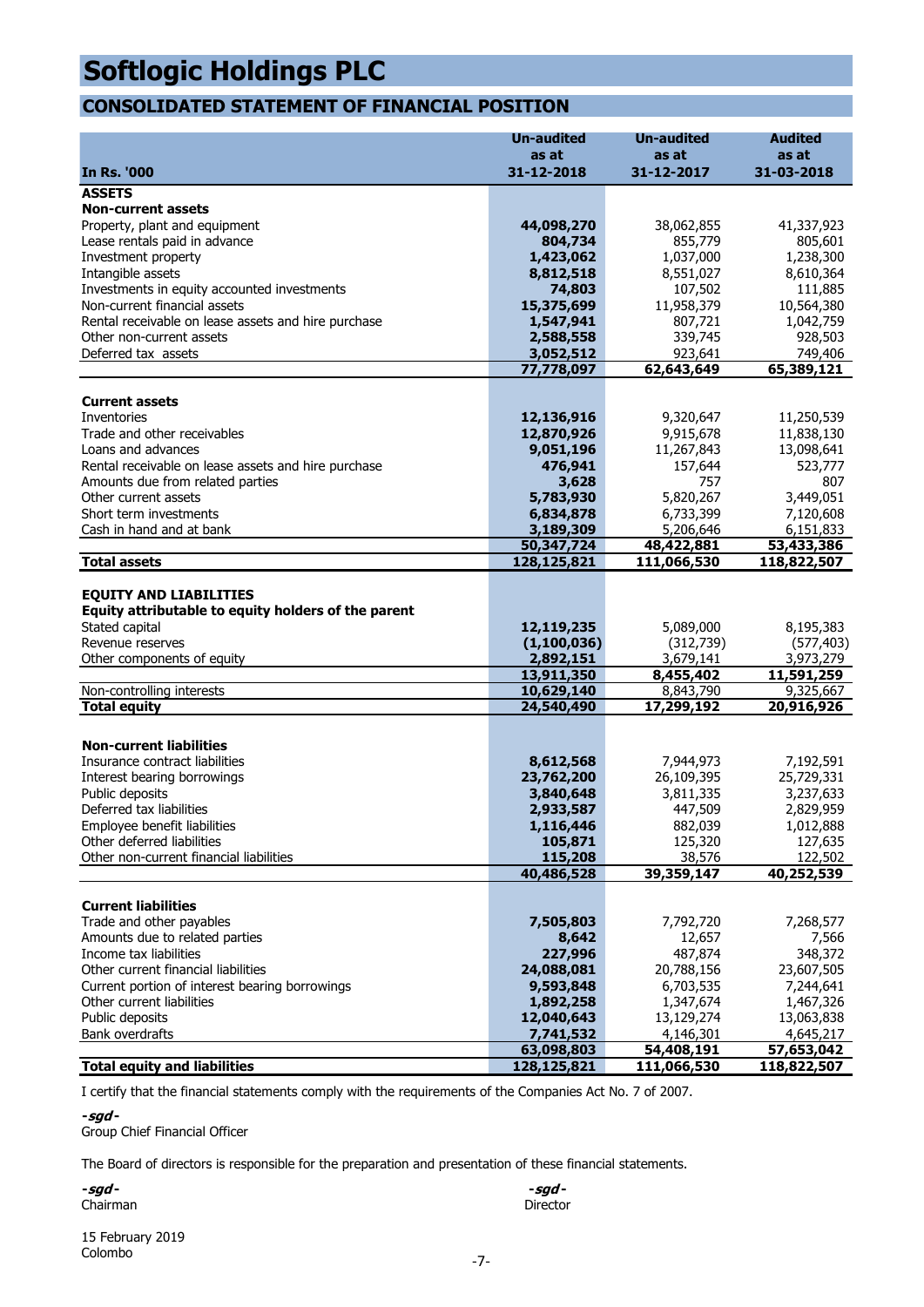# Softlogic Holdings PLC

## CONSOLIDATED STATEMENT OF FINANCIAL POSITION

| In Rs. '000 | Un-audited as at 31-12-2018 | Un-audited as at 31-12-2017 | Audited as at 31-03-2018 |
|---|---|---|---|
| **ASSETS** | | | |
| **Non-current assets** | | | |
| Property, plant and equipment | **44,098,270** | 38,062,855 | 41,337,923 |
| Lease rentals paid in advance | **804,734** | 855,779 | 805,601 |
| Investment property | **1,423,062** | 1,037,000 | 1,238,300 |
| Intangible assets | **8,812,518** | 8,551,027 | 8,610,364 |
| Investments in equity accounted investments | **74,803** | 107,502 | 111,885 |
| Non-current financial assets | **15,375,699** | 11,958,379 | 10,564,380 |
| Rental receivable on lease assets and hire purchase | **1,547,941** | 807,721 | 1,042,759 |
| Other non-current assets | **2,588,558** | 339,745 | 928,503 |
| Deferred tax assets | **3,052,512** | 923,641 | 749,406 |
| | **77,778,097** | **62,643,649** | **65,389,121** |
| **Current assets** | | | |
| Inventories | **12,136,916** | 9,320,647 | 11,250,539 |
| Trade and other receivables | **12,870,926** | 9,915,678 | 11,838,130 |
| Loans and advances | **9,051,196** | 11,267,843 | 13,098,641 |
| Rental receivable on lease assets and hire purchase | **476,941** | 157,644 | 523,777 |
| Amounts due from related parties | **3,628** | 757 | 807 |
| Other current assets | **5,783,930** | 5,820,267 | 3,449,051 |
| Short term investments | **6,834,878** | 6,733,399 | 7,120,608 |
| Cash in hand and at bank | **3,189,309** | 5,206,646 | 6,151,833 |
| | **50,347,724** | **48,422,881** | **53,433,386** |
| **Total assets** | **128,125,821** | **111,066,530** | **118,822,507** |
| **EQUITY AND LIABILITIES** | | | |
| **Equity attributable to equity holders of the parent** | | | |
| Stated capital | **12,119,235** | 5,089,000 | 8,195,383 |
| Revenue reserves | **(1,100,036)** | (312,739) | (577,403) |
| Other components of equity | **2,892,151** | 3,679,141 | 3,973,279 |
| | **13,911,350** | **8,455,402** | **11,591,259** |
| Non-controlling interests | **10,629,140** | 8,843,790 | 9,325,667 |
| **Total equity** | **24,540,490** | **17,299,192** | **20,916,926** |
| **Non-current liabilities** | | | |
| Insurance contract liabilities | **8,612,568** | 7,944,973 | 7,192,591 |
| Interest bearing borrowings | **23,762,200** | 26,109,395 | 25,729,331 |
| Public deposits | **3,840,648** | 3,811,335 | 3,237,633 |
| Deferred tax liabilities | **2,933,587** | 447,509 | 2,829,959 |
| Employee benefit liabilities | **1,116,446** | 882,039 | 1,012,888 |
| Other deferred liabilities | **105,871** | 125,320 | 127,635 |
| Other non-current financial liabilities | **115,208** | 38,576 | 122,502 |
| | **40,486,528** | **39,359,147** | **40,252,539** |
| **Current liabilities** | | | |
| Trade and other payables | **7,505,803** | 7,792,720 | 7,268,577 |
| Amounts due to related parties | **8,642** | 12,657 | 7,566 |
| Income tax liabilities | **227,996** | 487,874 | 348,372 |
| Other current financial liabilities | **24,088,081** | 20,788,156 | 23,607,505 |
| Current portion of interest bearing borrowings | **9,593,848** | 6,703,535 | 7,244,641 |
| Other current liabilities | **1,892,258** | 1,347,674 | 1,467,326 |
| Public deposits | **12,040,643** | 13,129,274 | 13,063,838 |
| Bank overdrafts | **7,741,532** | 4,146,301 | 4,645,217 |
| | **63,098,803** | **54,408,191** | **57,653,042** |
| **Total equity and liabilities** | **128,125,821** | **111,066,530** | **118,822,507** |

I certify that the financial statements comply with the requirements of the Companies Act No. 7 of 2007.

***-sgd-***
Group Chief Financial Officer

The Board of directors is responsible for the preparation and presentation of these financial statements.

***-sgd-***
Chairman

***-sgd-***
Director

15 February 2019
Colombo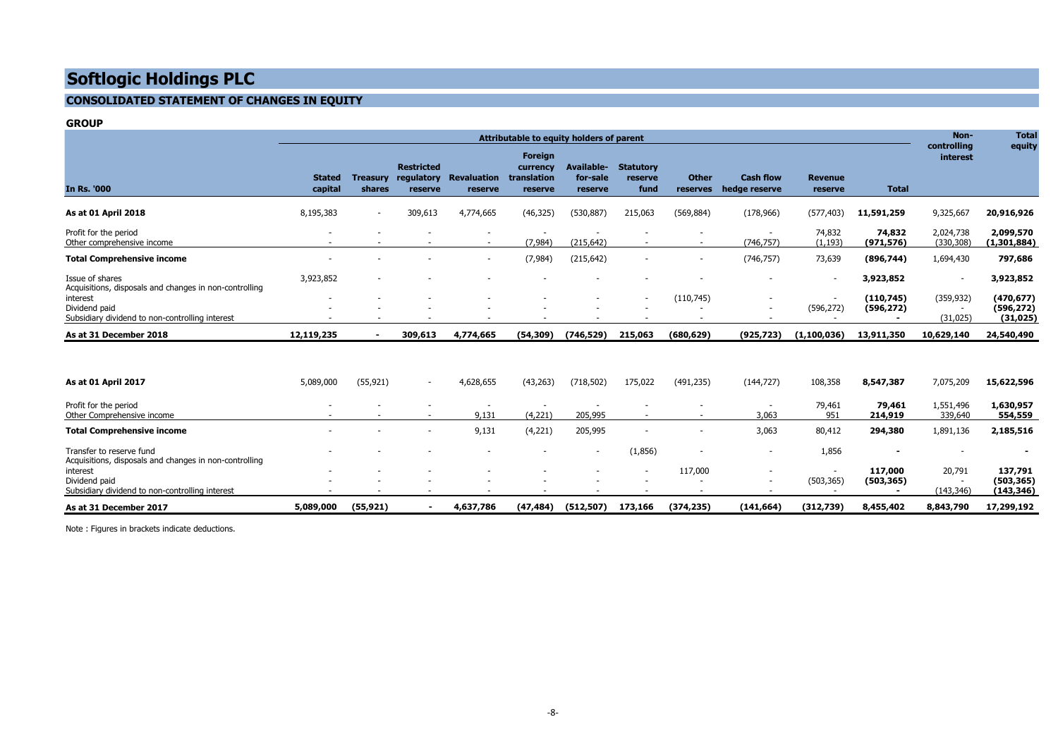# Softlogic Holdings PLC

## CONSOLIDATED STATEMENT OF CHANGES IN EQUITY

### GROUP

| In Rs. '000 | Attributable to equity holders of parent | | | | | | | | | | | Non-controlling interest | Total equity |
|---|---|---|---|---|---|---|---|---|---|---|---|---|---|
| | Stated capital | Treasury shares | Restricted regulatory reserve | Revaluation reserve | Foreign currency translation reserve | Available-for-sale reserve | Statutory reserve fund | Other reserves | Cash flow hedge reserve | Revenue reserve | Total | | |
| **As at 01 April 2018** | 8,195,383 | - | 309,613 | 4,774,665 | (46,325) | (530,887) | 215,063 | (569,884) | (178,966) | (577,403) | **11,591,259** | 9,325,667 | **20,916,926** |
| Profit for the period | - | - | - | - | - | - | - | - | - | 74,832 | **74,832** | 2,024,738 | **2,099,570** |
| Other comprehensive income | - | - | - | - | (7,984) | (215,642) | - | - | (746,757) | (1,193) | **(971,576)** | (330,308) | **(1,301,884)** |
| **Total Comprehensive income** | - | - | - | - | (7,984) | (215,642) | - | - | (746,757) | 73,639 | **(896,744)** | 1,694,430 | **797,686** |
| Issue of shares | 3,923,852 | - | - | - | - | - | - | - | - | - | **3,923,852** | - | **3,923,852** |
| Acquisitions, disposals and changes in non-controlling interest | - | - | - | - | - | - | - | (110,745) | - | - | **(110,745)** | (359,932) | **(470,677)** |
| Dividend paid | - | - | - | - | - | - | - | - | - | (596,272) | **(596,272)** | - | **(596,272)** |
| Subsidiary dividend to non-controlling interest | - | - | - | - | - | - | - | - | - | - | **-** | (31,025) | **(31,025)** |
| **As at 31 December 2018** | **12,119,235** | **-** | **309,613** | **4,774,665** | **(54,309)** | **(746,529)** | **215,063** | **(680,629)** | **(925,723)** | **(1,100,036)** | **13,911,350** | **10,629,140** | **24,540,490** |
| | | | | | | | | | | | | | |
| **As at 01 April 2017** | 5,089,000 | (55,921) | - | 4,628,655 | (43,263) | (718,502) | 175,022 | (491,235) | (144,727) | 108,358 | **8,547,387** | 7,075,209 | **15,622,596** |
| Profit for the period | - | - | - | - | - | - | - | - | - | 79,461 | **79,461** | 1,551,496 | **1,630,957** |
| Other Comprehensive income | - | - | - | 9,131 | (4,221) | 205,995 | - | - | 3,063 | 951 | **214,919** | 339,640 | **554,559** |
| **Total Comprehensive income** | - | - | - | 9,131 | (4,221) | 205,995 | - | - | 3,063 | 80,412 | **294,380** | 1,891,136 | **2,185,516** |
| Transfer to reserve fund | - | - | - | - | - | - | (1,856) | - | - | 1,856 | **-** | - | **-** |
| Acquisitions, disposals and changes in non-controlling interest | - | - | - | - | - | - | - | 117,000 | - | - | **117,000** | 20,791 | **137,791** |
| Dividend paid | - | - | - | - | - | - | - | - | - | (503,365) | **(503,365)** | - | **(503,365)** |
| Subsidiary dividend to non-controlling interest | - | - | - | - | - | - | - | - | - | - | **-** | (143,346) | **(143,346)** |
| **As at 31 December 2017** | **5,089,000** | **(55,921)** | **-** | **4,637,786** | **(47,484)** | **(512,507)** | **173,166** | **(374,235)** | **(141,664)** | **(312,739)** | **8,455,402** | **8,843,790** | **17,299,192** |

Note : Figures in brackets indicate deductions.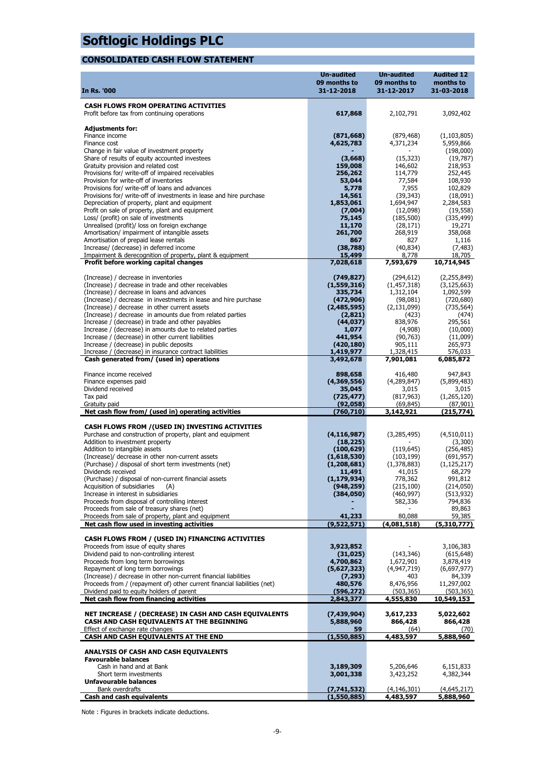# Softlogic Holdings PLC

## CONSOLIDATED CASH FLOW STATEMENT

| In Rs. '000 | Un-audited 09 months to 31-12-2018 | Un-audited 09 months to 31-12-2017 | Audited 12 months to 31-03-2018 |
|---|---|---|---|
| **CASH FLOWS FROM OPERATING ACTIVITIES** | | | |
| Profit before tax from continuing operations | **617,868** | 2,102,791 | 3,092,402 |
| **Adjustments for:** | | | |
| Finance income | **(871,668)** | (879,468) | (1,103,805) |
| Finance cost | **4,625,783** | 4,371,234 | 5,959,866 |
| Change in fair value of investment property | **-** | - | (198,000) |
| Share of results of equity accounted investees | **(3,668)** | (15,323) | (19,787) |
| Gratuity provision and related cost | **159,008** | 146,602 | 218,953 |
| Provisions for/ write-off of impaired receivables | **256,262** | 114,779 | 252,445 |
| Provision for write-off of inventories | **53,044** | 77,584 | 108,930 |
| Provisions for/ write-off of loans and advances | **5,778** | 7,955 | 102,829 |
| Provisions for/ write-off of investments in lease and hire purchase | **14,561** | (39,343) | (18,091) |
| Depreciation of property, plant and equipment | **1,853,061** | 1,694,947 | 2,284,583 |
| Profit on sale of property, plant and equipment | **(7,004)** | (12,098) | (19,558) |
| Loss/ (profit) on sale of investments | **75,145** | (185,500) | (335,499) |
| Unrealised (profit)/ loss on foreign exchange | **11,170** | (28,171) | 19,271 |
| Amortisation/ impairment of intangible assets | **261,700** | 268,919 | 358,068 |
| Amortisation of prepaid lease rentals | **867** | 827 | 1,116 |
| Increase/ (decrease) in deferred income | **(38,788)** | (40,834) | (7,483) |
| Impairment & derecognition of property, plant & equipment | **15,499** | 8,778 | 18,705 |
| **Profit before working capital changes** | **7,028,618** | **7,593,679** | **10,714,945** |
| (Increase) / decrease in inventories | **(749,827)** | (294,612) | (2,255,849) |
| (Increase) / decrease in trade and other receivables | **(1,559,316)** | (1,457,318) | (3,125,663) |
| (Increase) / decrease in loans and advances | **335,734** | 1,312,104 | 1,092,599 |
| (Increase) / decrease in investments in lease and hire purchase | **(472,906)** | (98,081) | (720,680) |
| (Increase) / decrease in other current assets | **(2,485,595)** | (2,131,099) | (735,564) |
| (Increase) / decrease in amounts due from related parties | **(2,821)** | (423) | (474) |
| Increase / (decrease) in trade and other payables | **(44,037)** | 838,976 | 295,561 |
| Increase / (decrease) in amounts due to related parties | **1,077** | (4,908) | (10,000) |
| Increase / (decrease) in other current liabilities | **441,954** | (90,763) | (11,009) |
| Increase / (decrease) in public deposits | **(420,180)** | 905,111 | 265,973 |
| Increase / (decrease) in insurance contract liabilities | **1,419,977** | 1,328,415 | 576,033 |
| **Cash generated from/ (used in) operations** | **3,492,678** | **7,901,081** | **6,085,872** |
| Finance income received | **898,658** | 416,480 | 947,843 |
| Finance expenses paid | **(4,369,556)** | (4,289,847) | (5,899,483) |
| Dividend received | **35,045** | 3,015 | 3,015 |
| Tax paid | **(725,477)** | (817,963) | (1,265,120) |
| Gratuity paid | **(92,058)** | (69,845) | (87,901) |
| **Net cash flow from/ (used in) operating activities** | **(760,710)** | **3,142,921** | **(215,774)** |
| **CASH FLOWS FROM /(USED IN) INVESTING ACTIVITIES** | | | |
| Purchase and construction of property, plant and equipment | **(4,116,987)** | (3,285,495) | (4,510,011) |
| Addition to investment property | **(18,225)** | - | (3,300) |
| Addition to intangible assets | **(100,629)** | (119,645) | (256,485) |
| (Increase)/ decrease in other non-current assets | **(1,618,530)** | (103,199) | (691,957) |
| (Purchase) / disposal of short term investments (net) | **(1,208,681)** | (1,378,883) | (1,125,217) |
| Dividends received | **11,491** | 41,015 | 68,279 |
| (Purchase) / disposal of non-current financial assets | **(1,179,934)** | 778,362 | 991,812 |
| Acquisition of subsidiaries (A) | **(948,259)** | (215,100) | (214,050) |
| Increase in interest in subsidiaries | **(384,050)** | (460,997) | (513,932) |
| Proceeds from disposal of controlling interest | **-** | 582,336 | 794,836 |
| Proceeds from sale of treasury shares (net) | **-** | - | 89,863 |
| Proceeds from sale of property, plant and equipment | **41,233** | 80,088 | 59,385 |
| **Net cash flow used in investing activities** | **(9,522,571)** | **(4,081,518)** | **(5,310,777)** |
| **CASH FLOWS FROM / (USED IN) FINANCING ACTIVITIES** | | | |
| Proceeds from issue of equity shares | **3,923,852** | - | 3,106,383 |
| Dividend paid to non-controlling interest | **(31,025)** | (143,346) | (615,648) |
| Proceeds from long term borrowings | **4,700,862** | 1,672,901 | 3,878,419 |
| Repayment of long term borrowings | **(5,627,323)** | (4,947,719) | (6,697,977) |
| (Increase) / decrease in other non-current financial liabilities | **(7,293)** | 403 | 84,339 |
| Proceeds from / (repayment of) other current financial liabilities (net) | **480,576** | 8,476,956 | 11,297,002 |
| Dividend paid to equity holders of parent | **(596,272)** | (503,365) | (503,365) |
| **Net cash flow from financing activities** | **2,843,377** | **4,555,830** | **10,549,153** |
| **NET INCREASE / (DECREASE) IN CASH AND CASH EQUIVALENTS** | **(7,439,904)** | **3,617,233** | **5,022,602** |
| **CASH AND CASH EQUIVALENTS AT THE BEGINNING** | **5,888,960** | **866,428** | **866,428** |
| Effect of exchange rate changes | **59** | (64) | (70) |
| **CASH AND CASH EQUIVALENTS AT THE END** | **(1,550,885)** | **4,483,597** | **5,888,960** |
| **ANALYSIS OF CASH AND CASH EQUIVALENTS** | | | |
| **Favourable balances** | | | |
| Cash in hand and at Bank | **3,189,309** | 5,206,646 | 6,151,833 |
| Short term investments | **3,001,338** | 3,423,252 | 4,382,344 |
| **Unfavourable balances** | | | |
| Bank overdrafts | **(7,741,532)** | (4,146,301) | (4,645,217) |
| **Cash and cash equivalents** | **(1,550,885)** | **4,483,597** | **5,888,960** |

Note : Figures in brackets indicate deductions.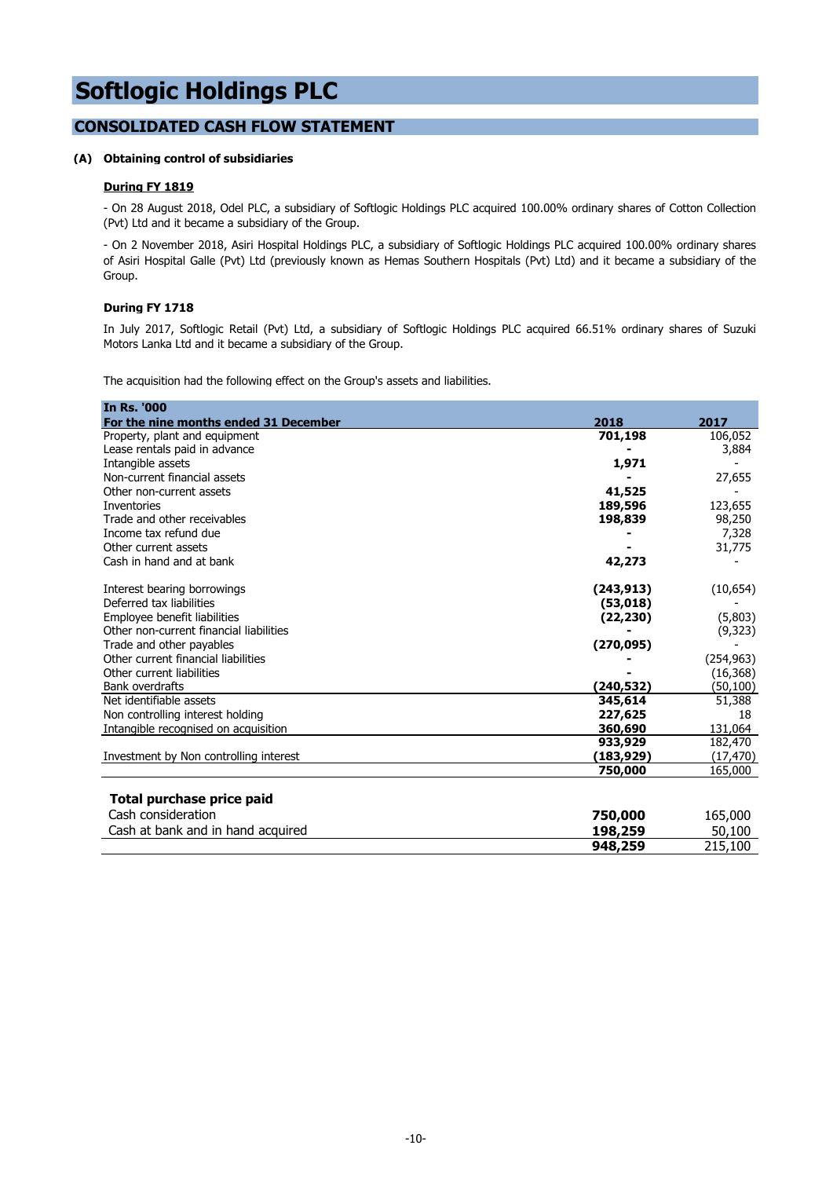# Softlogic Holdings PLC

## CONSOLIDATED CASH FLOW STATEMENT

### (A) Obtaining control of subsidiaries

**During FY 1819**

- On 28 August 2018, Odel PLC, a subsidiary of Softlogic Holdings PLC acquired 100.00% ordinary shares of Cotton Collection (Pvt) Ltd and it became a subsidiary of the Group.

- On 2 November 2018, Asiri Hospital Holdings PLC, a subsidiary of Softlogic Holdings PLC acquired 100.00% ordinary shares of Asiri Hospital Galle (Pvt) Ltd (previously known as Hemas Southern Hospitals (Pvt) Ltd) and it became a subsidiary of the Group.

**During FY 1718**

In July 2017, Softlogic Retail (Pvt) Ltd, a subsidiary of Softlogic Holdings PLC acquired 66.51% ordinary shares of Suzuki Motors Lanka Ltd and it became a subsidiary of the Group.

The acquisition had the following effect on the Group's assets and liabilities.

| In Rs. '000<br>For the nine months ended 31 December | 2018 | 2017 |
|---|---|---|
| Property, plant and equipment | **701,198** | 106,052 |
| Lease rentals paid in advance | **-** | 3,884 |
| Intangible assets | **1,971** | - |
| Non-current financial assets | **-** | 27,655 |
| Other non-current assets | **41,525** | - |
| Inventories | **189,596** | 123,655 |
| Trade and other receivables | **198,839** | 98,250 |
| Income tax refund due | **-** | 7,328 |
| Other current assets | **-** | 31,775 |
| Cash in hand and at bank | **42,273** | - |
| | | |
| Interest bearing borrowings | **(243,913)** | (10,654) |
| Deferred tax liabilities | **(53,018)** | - |
| Employee benefit liabilities | **(22,230)** | (5,803) |
| Other non-current financial liabilities | **-** | (9,323) |
| Trade and other payables | **(270,095)** | - |
| Other current financial liabilities | **-** | (254,963) |
| Other current liabilities | **-** | (16,368) |
| Bank overdrafts | **(240,532)** | (50,100) |
| Net identifiable assets | **345,614** | 51,388 |
| Non controlling interest holding | **227,625** | 18 |
| Intangible recognised on acquisition | **360,690** | 131,064 |
| | **933,929** | 182,470 |
| Investment by Non controlling interest | **(183,929)** | (17,470) |
| | **750,000** | 165,000 |

| **Total purchase price paid** | | |
|---|---|---|
| Cash consideration | **750,000** | 165,000 |
| Cash at bank and in hand acquired | **198,259** | 50,100 |
| | **948,259** | 215,100 |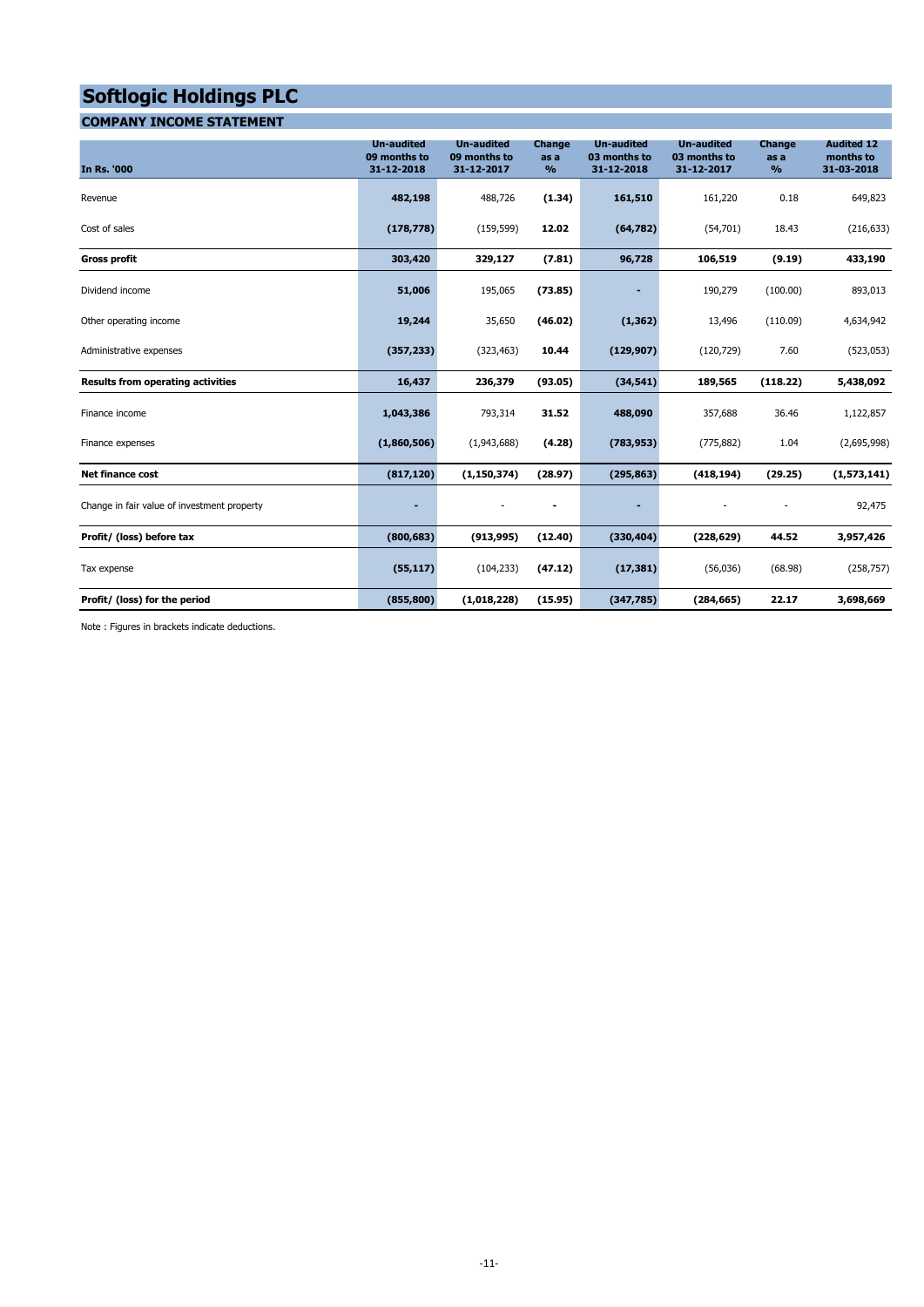# Softlogic Holdings PLC

## COMPANY INCOME STATEMENT

| In Rs. '000 | Un-audited 09 months to 31-12-2018 | Un-audited 09 months to 31-12-2017 | Change as a % | Un-audited 03 months to 31-12-2018 | Un-audited 03 months to 31-12-2017 | Change as a % | Audited 12 months to 31-03-2018 |
|---|---|---|---|---|---|---|---|
| Revenue | **482,198** | 488,726 | **(1.34)** | **161,510** | 161,220 | 0.18 | 649,823 |
| Cost of sales | **(178,778)** | (159,599) | **12.02** | **(64,782)** | (54,701) | 18.43 | (216,633) |
| **Gross profit** | **303,420** | **329,127** | **(7.81)** | **96,728** | **106,519** | **(9.19)** | **433,190** |
| Dividend income | **51,006** | 195,065 | **(73.85)** | **-** | 190,279 | (100.00) | 893,013 |
| Other operating income | **19,244** | 35,650 | **(46.02)** | **(1,362)** | 13,496 | (110.09) | 4,634,942 |
| Administrative expenses | **(357,233)** | (323,463) | **10.44** | **(129,907)** | (120,729) | 7.60 | (523,053) |
| **Results from operating activities** | **16,437** | **236,379** | **(93.05)** | **(34,541)** | **189,565** | **(118.22)** | **5,438,092** |
| Finance income | **1,043,386** | 793,314 | **31.52** | **488,090** | 357,688 | 36.46 | 1,122,857 |
| Finance expenses | **(1,860,506)** | (1,943,688) | **(4.28)** | **(783,953)** | (775,882) | 1.04 | (2,695,998) |
| **Net finance cost** | **(817,120)** | **(1,150,374)** | **(28.97)** | **(295,863)** | **(418,194)** | **(29.25)** | **(1,573,141)** |
| Change in fair value of investment property | **-** | - | **-** | **-** | - | - | 92,475 |
| **Profit/ (loss) before tax** | **(800,683)** | **(913,995)** | **(12.40)** | **(330,404)** | **(228,629)** | **44.52** | **3,957,426** |
| Tax expense | **(55,117)** | (104,233) | **(47.12)** | **(17,381)** | (56,036) | (68.98) | (258,757) |
| **Profit/ (loss) for the period** | **(855,800)** | **(1,018,228)** | **(15.95)** | **(347,785)** | **(284,665)** | **22.17** | **3,698,669** |

Note : Figures in brackets indicate deductions.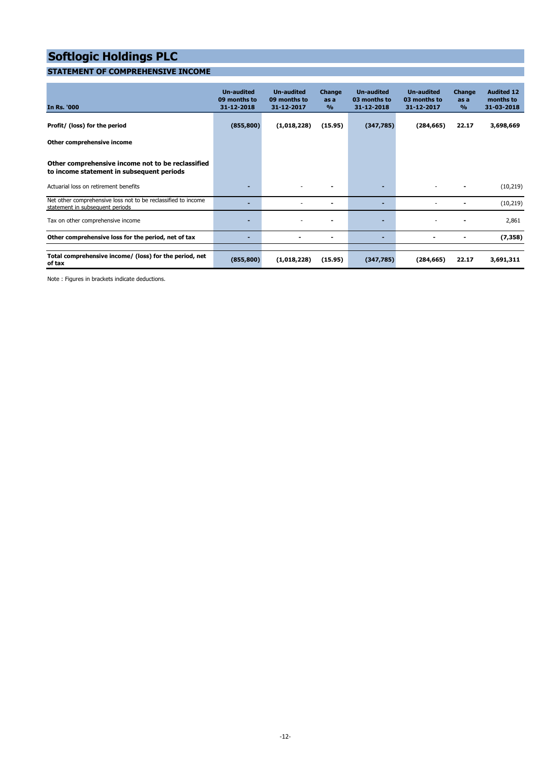# Softlogic Holdings PLC

## STATEMENT OF COMPREHENSIVE INCOME

| In Rs. '000 | Un-audited 09 months to 31-12-2018 | Un-audited 09 months to 31-12-2017 | Change as a % | Un-audited 03 months to 31-12-2018 | Un-audited 03 months to 31-12-2017 | Change as a % | Audited 12 months to 31-03-2018 |
|---|---|---|---|---|---|---|---|
| **Profit/ (loss) for the period** | **(855,800)** | **(1,018,228)** | **(15.95)** | **(347,785)** | **(284,665)** | **22.17** | **3,698,669** |
| **Other comprehensive income** | | | | | | | |
| **Other comprehensive income not to be reclassified to income statement in subsequent periods** | | | | | | | |
| Actuarial loss on retirement benefits | - | - | - | - | - | - | (10,219) |
| Net other comprehensive loss not to be reclassified to income statement in subsequent periods | - | - | - | - | - | - | (10,219) |
| Tax on other comprehensive income | - | - | - | - | - | - | 2,861 |
| **Other comprehensive loss for the period, net of tax** | - | - | - | - | - | - | **(7,358)** |
| **Total comprehensive income/ (loss) for the period, net of tax** | **(855,800)** | **(1,018,228)** | **(15.95)** | **(347,785)** | **(284,665)** | **22.17** | **3,691,311** |

Note : Figures in brackets indicate deductions.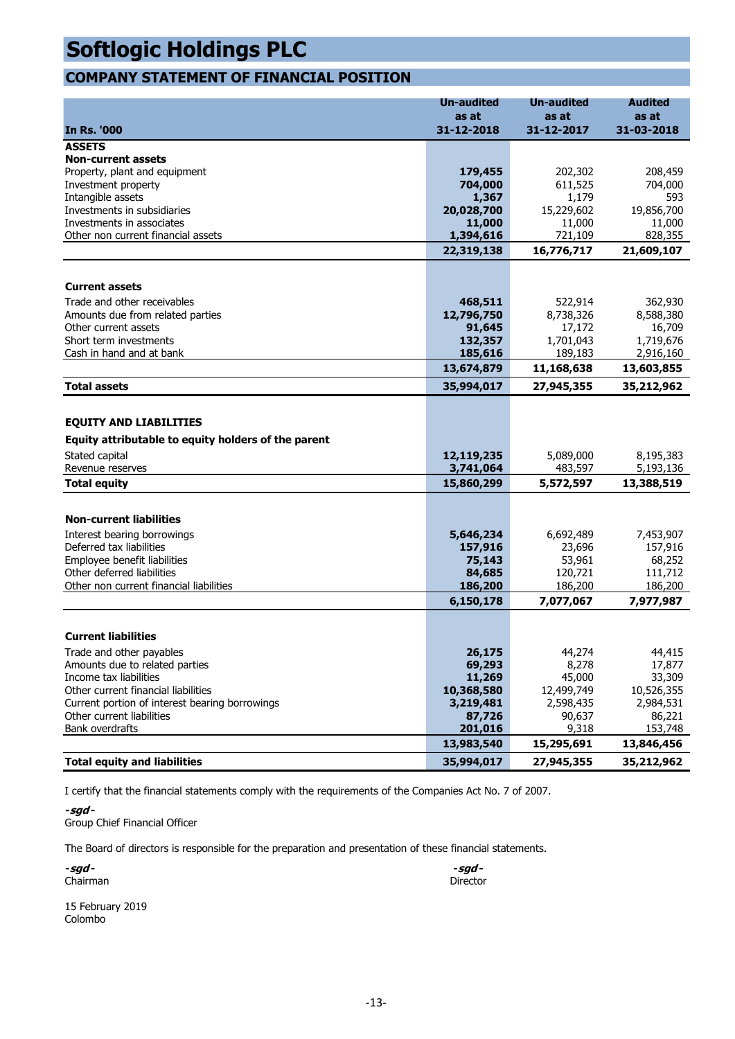# Softlogic Holdings PLC

## COMPANY STATEMENT OF FINANCIAL POSITION

| In Rs. '000 | Un-audited as at 31-12-2018 | Un-audited as at 31-12-2017 | Audited as at 31-03-2018 |
|---|---|---|---|
| **ASSETS** | | | |
| **Non-current assets** | | | |
| Property, plant and equipment | **179,455** | 202,302 | 208,459 |
| Investment property | **704,000** | 611,525 | 704,000 |
| Intangible assets | **1,367** | 1,179 | 593 |
| Investments in subsidiaries | **20,028,700** | 15,229,602 | 19,856,700 |
| Investments in associates | **11,000** | 11,000 | 11,000 |
| Other non current financial assets | **1,394,616** | 721,109 | 828,355 |
| | **22,319,138** | **16,776,717** | **21,609,107** |
| **Current assets** | | | |
| Trade and other receivables | **468,511** | 522,914 | 362,930 |
| Amounts due from related parties | **12,796,750** | 8,738,326 | 8,588,380 |
| Other current assets | **91,645** | 17,172 | 16,709 |
| Short term investments | **132,357** | 1,701,043 | 1,719,676 |
| Cash in hand and at bank | **185,616** | 189,183 | 2,916,160 |
| | **13,674,879** | **11,168,638** | **13,603,855** |
| **Total assets** | **35,994,017** | **27,945,355** | **35,212,962** |
| **EQUITY AND LIABILITIES** | | | |
| **Equity attributable to equity holders of the parent** | | | |
| Stated capital | **12,119,235** | 5,089,000 | 8,195,383 |
| Revenue reserves | **3,741,064** | 483,597 | 5,193,136 |
| **Total equity** | **15,860,299** | **5,572,597** | **13,388,519** |
| **Non-current liabilities** | | | |
| Interest bearing borrowings | **5,646,234** | 6,692,489 | 7,453,907 |
| Deferred tax liabilities | **157,916** | 23,696 | 157,916 |
| Employee benefit liabilities | **75,143** | 53,961 | 68,252 |
| Other deferred liabilities | **84,685** | 120,721 | 111,712 |
| Other non current financial liabilities | **186,200** | 186,200 | 186,200 |
| | **6,150,178** | **7,077,067** | **7,977,987** |
| **Current liabilities** | | | |
| Trade and other payables | **26,175** | 44,274 | 44,415 |
| Amounts due to related parties | **69,293** | 8,278 | 17,877 |
| Income tax liabilities | **11,269** | 45,000 | 33,309 |
| Other current financial liabilities | **10,368,580** | 12,499,749 | 10,526,355 |
| Current portion of interest bearing borrowings | **3,219,481** | 2,598,435 | 2,984,531 |
| Other current liabilities | **87,726** | 90,637 | 86,221 |
| Bank overdrafts | **201,016** | 9,318 | 153,748 |
| | **13,983,540** | **15,295,691** | **13,846,456** |
| **Total equity and liabilities** | **35,994,017** | **27,945,355** | **35,212,962** |

I certify that the financial statements comply with the requirements of the Companies Act No. 7 of 2007.

***-sgd-***
Group Chief Financial Officer

The Board of directors is responsible for the preparation and presentation of these financial statements.

***-sgd-***
Chairman

***-sgd-***
Director

15 February 2019
Colombo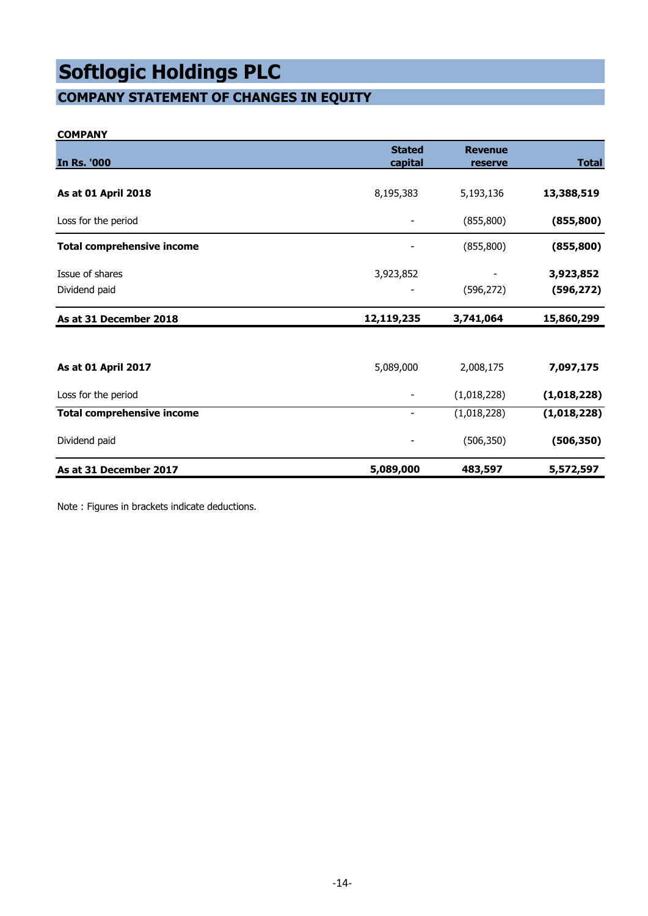# Softlogic Holdings PLC

## COMPANY STATEMENT OF CHANGES IN EQUITY

**COMPANY**

| In Rs. '000 | Stated capital | Revenue reserve | Total |
|---|---|---|---|
| **As at 01 April 2018** | 8,195,383 | 5,193,136 | **13,388,519** |
| Loss for the period | - | (855,800) | **(855,800)** |
| **Total comprehensive income** | - | (855,800) | **(855,800)** |
| Issue of shares | 3,923,852 | - | **3,923,852** |
| Dividend paid | - | (596,272) | **(596,272)** |
| **As at 31 December 2018** | **12,119,235** | **3,741,064** | **15,860,299** |
| | | | |
| **As at 01 April 2017** | 5,089,000 | 2,008,175 | **7,097,175** |
| Loss for the period | - | (1,018,228) | **(1,018,228)** |
| **Total comprehensive income** | - | (1,018,228) | **(1,018,228)** |
| Dividend paid | - | (506,350) | **(506,350)** |
| **As at 31 December 2017** | **5,089,000** | **483,597** | **5,572,597** |

Note : Figures in brackets indicate deductions.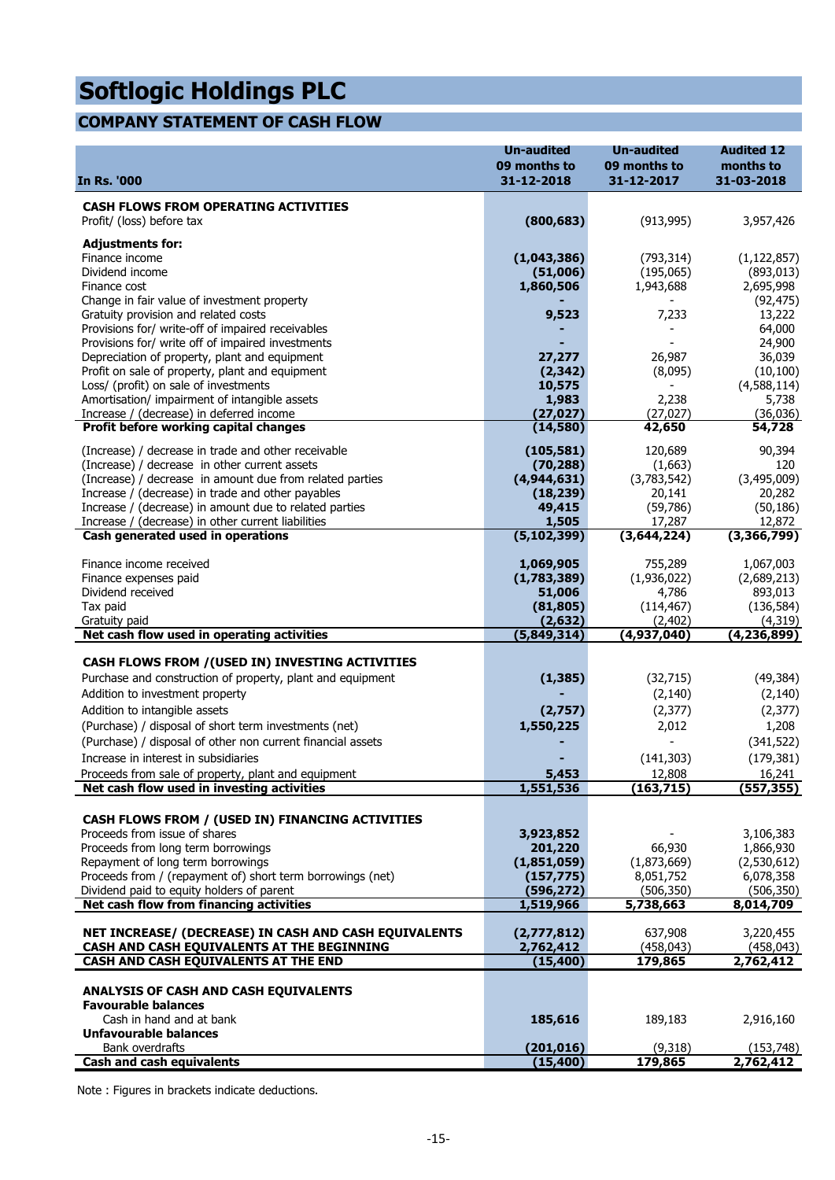# Softlogic Holdings PLC

## COMPANY STATEMENT OF CASH FLOW

| In Rs. '000 | Un-audited 09 months to 31-12-2018 | Un-audited 09 months to 31-12-2017 | Audited 12 months to 31-03-2018 |
|---|---|---|---|
| **CASH FLOWS FROM OPERATING ACTIVITIES** | | | |
| Profit/ (loss) before tax | **(800,683)** | (913,995) | 3,957,426 |
| **Adjustments for:** | | | |
| Finance income | **(1,043,386)** | (793,314) | (1,122,857) |
| Dividend income | **(51,006)** | (195,065) | (893,013) |
| Finance cost | **1,860,506** | 1,943,688 | 2,695,998 |
| Change in fair value of investment property | **-** | - | (92,475) |
| Gratuity provision and related costs | **9,523** | 7,233 | 13,222 |
| Provisions for/ write-off of impaired receivables | **-** | - | 64,000 |
| Provisions for/ write off of impaired investments | **-** | - | 24,900 |
| Depreciation of property, plant and equipment | **27,277** | 26,987 | 36,039 |
| Profit on sale of property, plant and equipment | **(2,342)** | (8,095) | (10,100) |
| Loss/ (profit) on sale of investments | **10,575** | - | (4,588,114) |
| Amortisation/ impairment of intangible assets | **1,983** | 2,238 | 5,738 |
| Increase / (decrease) in deferred income | **(27,027)** | (27,027) | (36,036) |
| **Profit before working capital changes** | **(14,580)** | **42,650** | **54,728** |
| (Increase) / decrease in trade and other receivable | **(105,581)** | 120,689 | 90,394 |
| (Increase) / decrease in other current assets | **(70,288)** | (1,663) | 120 |
| (Increase) / decrease in amount due from related parties | **(4,944,631)** | (3,783,542) | (3,495,009) |
| Increase / (decrease) in trade and other payables | **(18,239)** | 20,141 | 20,282 |
| Increase / (decrease) in amount due to related parties | **49,415** | (59,786) | (50,186) |
| Increase / (decrease) in other current liabilities | **1,505** | 17,287 | 12,872 |
| **Cash generated used in operations** | **(5,102,399)** | **(3,644,224)** | **(3,366,799)** |
| Finance income received | **1,069,905** | 755,289 | 1,067,003 |
| Finance expenses paid | **(1,783,389)** | (1,936,022) | (2,689,213) |
| Dividend received | **51,006** | 4,786 | 893,013 |
| Tax paid | **(81,805)** | (114,467) | (136,584) |
| Gratuity paid | **(2,632)** | (2,402) | (4,319) |
| **Net cash flow used in operating activities** | **(5,849,314)** | **(4,937,040)** | **(4,236,899)** |
| **CASH FLOWS FROM /(USED IN) INVESTING ACTIVITIES** | | | |
| Purchase and construction of property, plant and equipment | **(1,385)** | (32,715) | (49,384) |
| Addition to investment property | **-** | (2,140) | (2,140) |
| Addition to intangible assets | **(2,757)** | (2,377) | (2,377) |
| (Purchase) / disposal of short term investments (net) | **1,550,225** | 2,012 | 1,208 |
| (Purchase) / disposal of other non current financial assets | **-** | - | (341,522) |
| Increase in interest in subsidiaries | **-** | (141,303) | (179,381) |
| Proceeds from sale of property, plant and equipment | **5,453** | 12,808 | 16,241 |
| **Net cash flow used in investing activities** | **1,551,536** | **(163,715)** | **(557,355)** |
| **CASH FLOWS FROM / (USED IN) FINANCING ACTIVITIES** | | | |
| Proceeds from issue of shares | **3,923,852** | - | 3,106,383 |
| Proceeds from long term borrowings | **201,220** | 66,930 | 1,866,930 |
| Repayment of long term borrowings | **(1,851,059)** | (1,873,669) | (2,530,612) |
| Proceeds from / (repayment of) short term borrowings (net) | **(157,775)** | 8,051,752 | 6,078,358 |
| Dividend paid to equity holders of parent | **(596,272)** | (506,350) | (506,350) |
| **Net cash flow from financing activities** | **1,519,966** | **5,738,663** | **8,014,709** |
| **NET INCREASE/ (DECREASE) IN CASH AND CASH EQUIVALENTS** | **(2,777,812)** | **637,908** | **3,220,455** |
| **CASH AND CASH EQUIVALENTS AT THE BEGINNING** | **2,762,412** | **(458,043)** | **(458,043)** |
| **CASH AND CASH EQUIVALENTS AT THE END** | **(15,400)** | **179,865** | **2,762,412** |
| **ANALYSIS OF CASH AND CASH EQUIVALENTS** | | | |
| **Favourable balances** | | | |
| Cash in hand and at bank | **185,616** | 189,183 | 2,916,160 |
| **Unfavourable balances** | | | |
| Bank overdrafts | **(201,016)** | (9,318) | (153,748) |
| **Cash and cash equivalents** | **(15,400)** | **179,865** | **2,762,412** |

Note : Figures in brackets indicate deductions.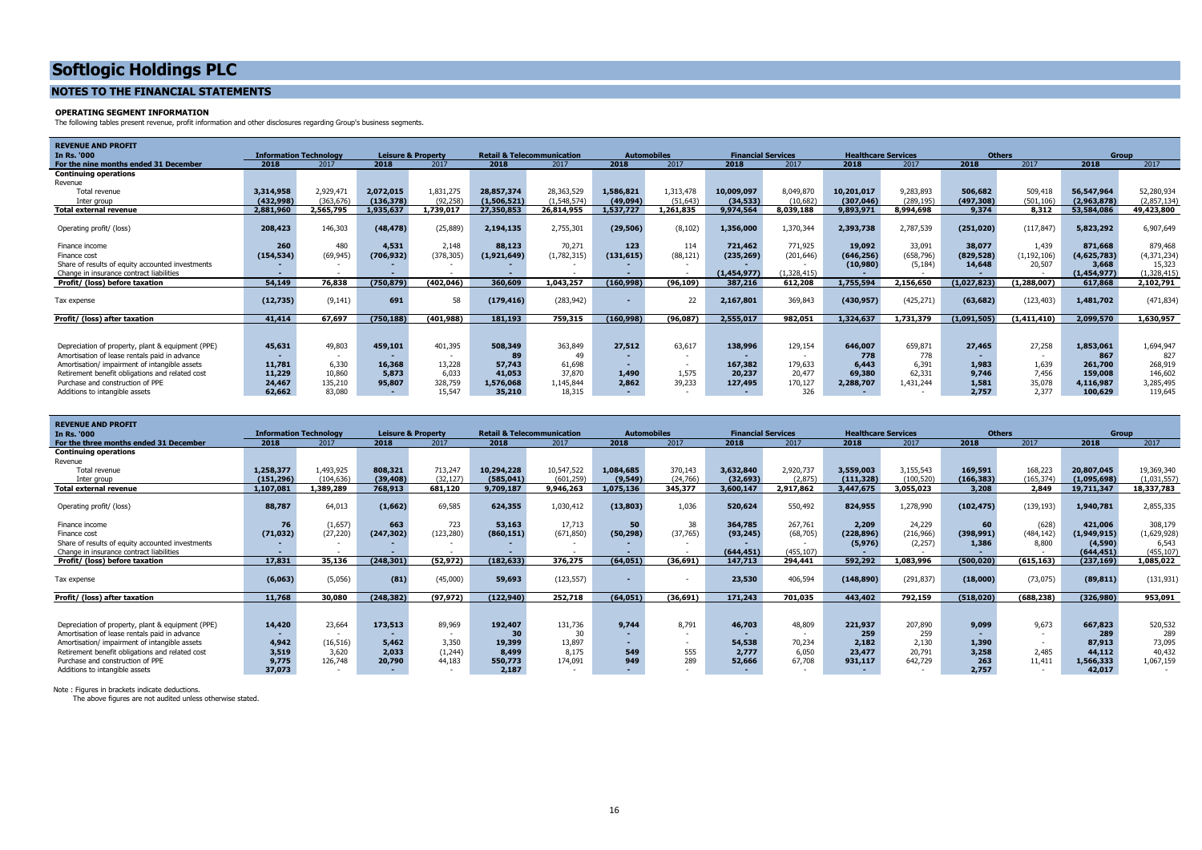# Softlogic Holdings PLC

## NOTES TO THE FINANCIAL STATEMENTS

### OPERATING SEGMENT INFORMATION

The following tables present revenue, profit information and other disclosures regarding Group's business segments.

| REVENUE AND PROFIT | Information Technology | | Leisure & Property | | Retail & Telecommunication | | Automobiles | | Financial Services | | Healthcare Services | | Others | | Group | |
|---|---|---|---|---|---|---|---|---|---|---|---|---|---|---|---|---|
| In Rs. '000 | | | | | | | | | | | | | | | | |
| For the nine months ended 31 December | 2018 | 2017 | 2018 | 2017 | 2018 | 2017 | 2018 | 2017 | 2018 | 2017 | 2018 | 2017 | 2018 | 2017 | 2018 | 2017 |
| **Continuing operations** | | | | | | | | | | | | | | | | |
| Revenue | | | | | | | | | | | | | | | | |
| Total revenue | **3,314,958** | 2,929,471 | **2,072,015** | 1,831,275 | **28,857,374** | 28,363,529 | **1,586,821** | 1,313,478 | **10,009,097** | 8,049,870 | **10,201,017** | 9,283,893 | **506,682** | 509,418 | **56,547,964** | 52,280,934 |
| Inter group | **(432,998)** | (363,676) | **(136,378)** | (92,258) | **(1,506,521)** | (1,548,574) | **(49,094)** | (51,643) | **(34,533)** | (10,682) | **(307,046)** | (289,195) | **(497,308)** | (501,106) | **(2,963,878)** | (2,857,134) |
| **Total external revenue** | **2,881,960** | **2,565,795** | **1,935,637** | **1,739,017** | **27,350,853** | **26,814,955** | **1,537,727** | **1,261,835** | **9,974,564** | **8,039,188** | **9,893,971** | **8,994,698** | **9,374** | **8,312** | **53,584,086** | **49,423,800** |
| Operating profit/ (loss) | **208,423** | 146,303 | **(48,478)** | (25,889) | **2,194,135** | 2,755,301 | **(29,506)** | (8,102) | **1,356,000** | 1,370,344 | **2,393,738** | 2,787,539 | **(251,020)** | (117,847) | **5,823,292** | 6,907,649 |
| Finance income | **260** | 480 | **4,531** | 2,148 | **88,123** | 70,271 | **123** | 114 | **721,462** | 771,925 | **19,092** | 33,091 | **38,077** | 1,439 | **871,668** | 879,468 |
| Finance cost | **(154,534)** | (69,945) | **(706,932)** | (378,305) | **(1,921,649)** | (1,782,315) | **(131,615)** | (88,121) | **(235,269)** | (201,646) | **(646,256)** | (658,796) | **(829,528)** | (1,192,106) | **(4,625,783)** | (4,371,234) |
| Share of results of equity accounted investments | **-** | - | **-** | - | **-** | - | **-** | - | **-** | - | **(10,980)** | (5,184) | **14,648** | 20,507 | **3,668** | 15,323 |
| Change in insurance contract liabilities | **-** | - | **-** | - | **-** | - | **-** | - | **(1,454,977)** | (1,328,415) | **-** | - | | - | **(1,454,977)** | (1,328,415) |
| **Profit/ (loss) before taxation** | **54,149** | **76,838** | **(750,879)** | **(402,046)** | **360,609** | **1,043,257** | **(160,998)** | **(96,109)** | **387,216** | **612,208** | **1,755,594** | **2,156,650** | **(1,027,823)** | **(1,288,007)** | **617,868** | **2,102,791** |
| Tax expense | **(12,735)** | (9,141) | **691** | 58 | **(179,416)** | (283,942) | **-** | 22 | **2,167,801** | 369,843 | **(430,957)** | (425,271) | **(63,682)** | (123,403) | **1,481,702** | (471,834) |
| **Profit/ (loss) after taxation** | **41,414** | **67,697** | **(750,188)** | **(401,988)** | **181,193** | **759,315** | **(160,998)** | **(96,087)** | **2,555,017** | **982,051** | **1,324,637** | **1,731,379** | **(1,091,505)** | **(1,411,410)** | **2,099,570** | **1,630,957** |
| Depreciation of property, plant & equipment (PPE) | **45,631** | 49,803 | **459,101** | 401,395 | **508,349** | 363,849 | **27,512** | 63,617 | **138,996** | 129,154 | **646,007** | 659,871 | **27,465** | 27,258 | **1,853,061** | 1,694,947 |
| Amortisation of lease rentals paid in advance | **-** | - | **-** | - | **89** | 49 | **-** | - | **-** | - | **778** | 778 | **-** | - | **867** | 827 |
| Amortisation/ impairment of intangible assets | **11,781** | 6,330 | **16,368** | 13,228 | **57,743** | 61,698 | **-** | - | **167,382** | 179,633 | **6,443** | 6,391 | **1,983** | 1,639 | **261,700** | 268,919 |
| Retirement benefit obligations and related cost | **11,229** | 10,860 | **5,873** | 6,033 | **41,053** | 37,870 | **1,490** | 1,575 | **20,237** | 20,477 | **69,380** | 62,331 | **9,746** | 7,456 | **159,008** | 146,602 |
| Purchase and construction of PPE | **24,467** | 135,210 | **95,807** | 328,759 | **1,576,068** | 1,145,844 | **2,862** | 39,233 | **127,495** | 170,127 | **2,288,707** | 1,431,244 | **1,581** | 35,078 | **4,116,987** | 3,285,495 |
| Additions to intangible assets | **62,662** | 83,080 | **-** | 15,547 | **35,210** | 18,315 | **-** | - | **-** | 326 | **-** | - | **2,757** | 2,377 | **100,629** | 119,645 |

| REVENUE AND PROFIT | Information Technology | | Leisure & Property | | Retail & Telecommunication | | Automobiles | | Financial Services | | Healthcare Services | | Others | | Group | |
|---|---|---|---|---|---|---|---|---|---|---|---|---|---|---|---|---|
| In Rs. '000 | | | | | | | | | | | | | | | | |
| For the three months ended 31 December | 2018 | 2017 | 2018 | 2017 | 2018 | 2017 | 2018 | 2017 | 2018 | 2017 | 2018 | 2017 | 2018 | 2017 | 2018 | 2017 |
| **Continuing operations** | | | | | | | | | | | | | | | | |
| Revenue | | | | | | | | | | | | | | | | |
| Total revenue | **1,258,377** | 1,493,925 | **808,321** | 713,247 | **10,294,228** | 10,547,522 | **1,084,685** | 370,143 | **3,632,840** | 2,920,737 | **3,559,003** | 3,155,543 | **169,591** | 168,223 | **20,807,045** | 19,369,340 |
| Inter group | **(151,296)** | (104,636) | **(39,408)** | (32,127) | **(585,041)** | (601,259) | **(9,549)** | (24,766) | **(32,693)** | (2,875) | **(111,328)** | (100,520) | **(166,383)** | (165,374) | **(1,095,698)** | (1,031,557) |
| **Total external revenue** | **1,107,081** | **1,389,289** | **768,913** | **681,120** | **9,709,187** | **9,946,263** | **1,075,136** | **345,377** | **3,600,147** | **2,917,862** | **3,447,675** | **3,055,023** | **3,208** | **2,849** | **19,711,347** | **18,337,783** |
| Operating profit/ (loss) | **88,787** | 64,013 | **(1,662)** | 69,585 | **624,355** | 1,030,412 | **(13,803)** | 1,036 | **520,624** | 550,492 | **824,955** | 1,278,990 | **(102,475)** | (139,193) | **1,940,781** | 2,855,335 |
| Finance income | **76** | (1,657) | **663** | 723 | **53,163** | 17,713 | **50** | 38 | **364,785** | 267,761 | **2,209** | 24,229 | **60** | (628) | **421,006** | 308,179 |
| Finance cost | **(71,032)** | (27,220) | **(247,302)** | (123,280) | **(860,151)** | (671,850) | **(50,298)** | (37,765) | **(93,245)** | (68,705) | **(228,896)** | (216,966) | **(398,991)** | (484,142) | **(1,949,915)** | (1,629,928) |
| Share of results of equity accounted investments | **-** | - | **-** | - | **-** | - | **-** | - | **-** | - | **(5,976)** | (2,257) | **1,386** | 8,800 | **(4,590)** | 6,543 |
| Change in insurance contract liabilities | **-** | - | **-** | - | **-** | - | **-** | - | **(644,451)** | (455,107) | **-** | - | **-** | - | **(644,451)** | (455,107) |
| **Profit/ (loss) before taxation** | **17,831** | **35,136** | **(248,301)** | **(52,972)** | **(182,633)** | **376,275** | **(64,051)** | **(36,691)** | **147,713** | **294,441** | **592,292** | **1,083,996** | **(500,020)** | **(615,163)** | **(237,169)** | **1,085,022** |
| Tax expense | **(6,063)** | (5,056) | **(81)** | (45,000) | **59,693** | (123,557) | **-** | - | **23,530** | 406,594 | **(148,890)** | (291,837) | **(18,000)** | (73,075) | **(89,811)** | (131,931) |
| **Profit/ (loss) after taxation** | **11,768** | **30,080** | **(248,382)** | **(97,972)** | **(122,940)** | **252,718** | **(64,051)** | **(36,691)** | **171,243** | **701,035** | **443,402** | **792,159** | **(518,020)** | **(688,238)** | **(326,980)** | **953,091** |
| Depreciation of property, plant & equipment (PPE) | **14,420** | 23,664 | **173,513** | 89,969 | **192,407** | 131,736 | **9,744** | 8,791 | **46,703** | 48,809 | **221,937** | 207,890 | **9,099** | 9,673 | **667,823** | 520,532 |
| Amortisation of lease rentals paid in advance | **-** | - | **-** | - | **30** | 30 | **-** | - | **-** | - | **259** | 259 | **-** | - | **289** | 289 |
| Amortisation/ impairment of intangible assets | **4,942** | (16,516) | **5,462** | 3,350 | **19,399** | 13,897 | **-** | - | **54,538** | 70,234 | **2,182** | 2,130 | **1,390** | - | **87,913** | 73,095 |
| Retirement benefit obligations and related cost | **3,519** | 3,620 | **2,033** | (1,244) | **8,499** | 8,175 | **549** | 555 | **2,777** | 6,050 | **23,477** | 20,791 | **3,258** | 2,485 | **44,112** | 40,432 |
| Purchase and construction of PPE | **9,775** | 126,748 | **20,790** | 44,183 | **550,773** | 174,091 | **949** | 289 | **52,666** | 67,708 | **931,117** | 642,729 | **263** | 11,411 | **1,566,333** | 1,067,159 |
| Additions to intangible assets | **37,073** | - | **-** | - | **2,187** | - | **-** | - | **-** | - | **-** | - | **2,757** | - | **42,017** | - |

Note : Figures in brackets indicate deductions.

The above figures are not audited unless otherwise stated.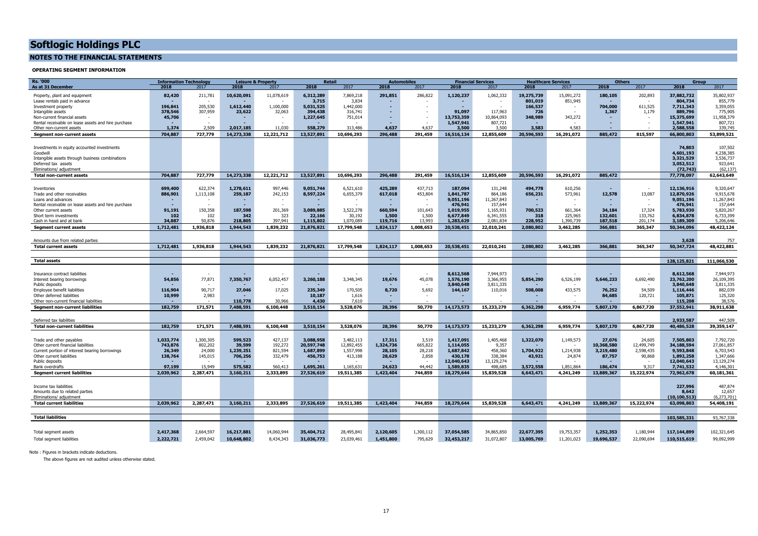# Softlogic Holdings PLC

## NOTES TO THE FINANCIAL STATEMENTS

### OPERATING SEGMENT INFORMATION

| Rs. '000 | Information Technology | | Leisure & Property | | Retail | | Automobiles | | Financial Services | | Healthcare Services | | Others | | Group | |
|---|---|---|---|---|---|---|---|---|---|---|---|---|---|---|---|---|
| As at 31 December | 2018 | 2017 | 2018 | 2017 | 2018 | 2017 | 2018 | 2017 | 2018 | 2017 | 2018 | 2017 | 2018 | 2017 | 2018 | 2017 |
| Property, plant and equipment | 82,420 | 211,781 | 10,620,091 | 11,078,619 | 6,312,289 | 7,869,218 | 291,851 | 286,822 | 1,120,237 | 1,062,332 | 19,275,739 | 15,091,272 | 180,105 | 202,893 | 37,882,732 | 35,802,937 |
| Lease rentals paid in advance | - | - | - | - | 3,715 | 3,834 | - | - | - | - | 801,019 | 851,945 | - | - | 804,734 | 855,779 |
| Investment property | 196,841 | 205,530 | 1,612,440 | 1,100,000 | 5,031,525 | 1,442,000 | - | - | - | - | 166,537 | - | 704,000 | 611,525 | 7,711,343 | 3,359,055 |
| Intangible assets | 378,546 | 307,959 | 23,622 | 32,063 | 394,438 | 316,741 | - | - | 91,097 | 117,963 | 726 | - | 1,367 | 1,179 | 889,796 | 775,905 |
| Non-current financial assets | 45,706 | - | - | - | 1,227,645 | 751,014 | - | - | 13,753,359 | 10,864,093 | 348,989 | 343,272 | - | - | 15,375,699 | 11,958,379 |
| Rental receivable on lease assets and hire purchase | - | - | - | - | - | - | - | - | 1,547,941 | 807,721 | - | - | - | - | 1,547,941 | 807,721 |
| Other non-current assets | 1,374 | 2,509 | 2,017,185 | 11,030 | 558,279 | 313,486 | 4,637 | 4,637 | 3,500 | 3,500 | 3,583 | 4,583 | - | - | 2,588,558 | 339,745 |
| **Segment non-current assets** | **704,887** | **727,779** | **14,273,338** | **12,221,712** | **13,527,891** | **10,696,293** | **296,488** | **291,459** | **16,516,134** | **12,855,609** | **20,596,593** | **16,291,072** | **885,472** | **815,597** | **66,800,803** | **53,899,521** |
| Investments in equity accounted investments | | | | | | | | | | | | | | | 74,803 | 107,502 |
| Goodwill | | | | | | | | | | | | | | | 4,601,193 | 4,238,385 |
| Intangible assets through business combinations | | | | | | | | | | | | | | | 3,321,529 | 3,536,737 |
| Deferred tax assets | | | | | | | | | | | | | | | 3,052,512 | 923,641 |
| Eliminations/ adjustment | | | | | | | | | | | | | | | (72,743) | (62,137) |
| **Total non-current assets** | **704,887** | **727,779** | **14,273,338** | **12,221,712** | **13,527,891** | **10,696,293** | **296,488** | **291,459** | **16,516,134** | **12,855,609** | **20,596,593** | **16,291,072** | **885,472** | | **77,778,097** | **62,643,649** |
| Inventories | 699,400 | 622,374 | 1,278,611 | 997,446 | 9,051,744 | 6,521,610 | 425,289 | 437,713 | 187,094 | 131,248 | 494,778 | 610,256 | - | - | 12,136,916 | 9,320,647 |
| Trade and other receivables | 886,901 | 1,113,108 | 259,187 | 242,153 | 8,597,224 | 6,655,379 | 617,018 | 453,804 | 1,841,787 | 864,186 | 656,231 | 573,961 | 12,578 | 13,087 | 12,870,926 | 9,915,678 |
| Loans and advances | - | - | - | - | - | - | - | - | 9,051,196 | 11,267,843 | - | - | - | - | 9,051,196 | 11,267,843 |
| Rental receivable on lease assets and hire purchase | - | - | - | - | - | - | - | - | 476,941 | 157,644 | - | - | - | - | 476,941 | 157,644 |
| Other current assets | 91,191 | 150,358 | 187,598 | 201,369 | 3,089,885 | 3,522,278 | 660,594 | 101,643 | 1,019,955 | 1,165,931 | 700,523 | 661,364 | 34,184 | 17,324 | 5,783,930 | 5,820,267 |
| Short term investments | 102 | 102 | 342 | 323 | 22,166 | 30,192 | 1,500 | 1,500 | 6,677,849 | 6,341,555 | 318 | 225,965 | 132,601 | 133,762 | 6,834,878 | 6,733,399 |
| Cash in hand and at bank | 34,887 | 50,876 | 218,805 | 397,941 | 1,115,802 | 1,070,089 | 119,716 | 13,993 | 1,283,629 | 2,081,834 | 228,952 | 1,390,739 | 187,518 | 201,174 | 3,189,309 | 5,206,646 |
| **Segment current assets** | **1,712,481** | **1,936,818** | **1,944,543** | **1,839,232** | **21,876,821** | **17,799,548** | **1,824,117** | **1,008,653** | **20,538,451** | **22,010,241** | **2,080,802** | **3,462,285** | **366,881** | **365,347** | **50,344,096** | **48,422,124** |
| Amounts due from related parties | | | | | | | | | | | | | | | 3,628 | 757 |
| **Total current assets** | **1,712,481** | **1,936,818** | **1,944,543** | **1,839,232** | **21,876,821** | **17,799,548** | **1,824,117** | **1,008,653** | **20,538,451** | **22,010,241** | **2,080,802** | **3,462,285** | **366,881** | **365,347** | **50,347,724** | **48,422,881** |
| **Total assets** | | | | | | | | | | | | | | | **128,125,821** | **111,066,530** |
| Insurance contract liabilities | - | - | - | - | - | - | - | - | 8,612,568 | 7,944,973 | - | - | - | - | 8,612,568 | 7,944,973 |
| Interest bearing borrowings | 54,856 | 77,871 | 7,350,767 | 6,052,457 | 3,260,188 | 3,348,345 | 19,676 | 45,078 | 1,576,190 | 3,366,955 | 5,854,290 | 6,526,199 | 5,646,233 | 6,692,490 | 23,762,200 | 26,109,395 |
| Public deposits | - | - | - | - | - | - | - | - | 3,840,648 | 3,811,335 | - | - | - | - | 3,840,648 | 3,811,335 |
| Employee benefit liabilities | 116,904 | 90,717 | 27,046 | 17,025 | 235,349 | 170,505 | 8,720 | 5,692 | 144,167 | 110,016 | 508,008 | 433,575 | 76,252 | 54,509 | 1,116,446 | 882,039 |
| Other deferred liabilities | 10,999 | 2,983 | - | - | 10,187 | 1,616 | - | - | - | - | - | - | 84,685 | 120,721 | 105,871 | 125,320 |
| Other non-current financial liabilities | - | - | 110,778 | 30,966 | 4,430 | 7,610 | - | - | - | - | - | - | - | - | 115,208 | 38,576 |
| **Segment non-current liabilities** | **182,759** | **171,571** | **7,488,591** | **6,100,448** | **3,510,154** | **3,528,076** | **28,396** | **50,770** | **14,173,573** | **15,233,279** | **6,362,298** | **6,959,774** | **5,807,170** | **6,867,720** | **37,552,941** | **38,911,638** |
| Deferred tax liabilities | | | | | | | | | | | | | | | 2,933,587 | 447,509 |
| **Total non-current liabilities** | **182,759** | **171,571** | **7,488,591** | **6,100,448** | **3,510,154** | **3,528,076** | **28,396** | **50,770** | **14,173,573** | **15,233,279** | **6,362,298** | **6,959,774** | **5,807,170** | **6,867,720** | **40,486,528** | **39,359,147** |
| Trade and other payables | 1,033,774 | 1,300,305 | 599,523 | 427,137 | 3,088,958 | 3,482,113 | 17,311 | 3,519 | 1,417,091 | 1,405,468 | 1,322,070 | 1,149,573 | 27,076 | 24,605 | 7,505,803 | 7,792,720 |
| Other current financial liabilities | 743,876 | 802,202 | 39,599 | 192,272 | 20,597,748 | 12,892,455 | 1,324,736 | 665,822 | 1,114,055 | 9,357 | - | - | 10,368,580 | 12,499,749 | 34,188,594 | 27,061,857 |
| Current portion of interest bearing borrowings | 26,349 | 24,000 | 1,239,251 | 821,594 | 1,687,899 | 1,557,998 | 28,105 | 28,218 | 1,687,842 | 458,360 | 1,704,922 | 1,214,938 | 3,219,480 | 2,598,435 | 9,593,848 | 6,703,543 |
| Other current liabilities | 138,764 | 145,015 | 706,256 | 332,479 | 456,753 | 413,188 | 28,629 | 2,858 | 430,178 | 338,384 | 43,921 | 24,874 | 87,757 | 90,868 | 1,892,258 | 1,347,666 |
| Public deposits | - | - | - | - | - | - | - | - | 12,040,643 | 13,129,274 | - | - | - | - | 12,040,643 | 13,129,274 |
| Bank overdrafts | 97,199 | 15,949 | 575,582 | 560,413 | 1,695,261 | 1,165,631 | 24,623 | 44,442 | 1,589,835 | 498,685 | 3,572,558 | 1,851,864 | 186,474 | 9,317 | 7,741,532 | 4,146,301 |
| **Segment current liabilities** | **2,039,962** | **2,287,471** | **3,160,211** | **2,333,895** | **27,526,619** | **19,511,385** | **1,423,404** | **744,859** | **18,279,644** | **15,839,528** | **6,643,471** | **4,241,249** | **13,889,367** | **15,222,974** | **72,962,678** | **60,181,361** |
| Income tax liabilities | | | | | | | | | | | | | | | 227,996 | 487,874 |
| Amounts due to related parties | | | | | | | | | | | | | | | 8,642 | 12,657 |
| Eliminations/ adjustment | | | | | | | | | | | | | | | (10,100,513) | (6,273,701) |
| **Total current liabilities** | **2,039,962** | **2,287,471** | **3,160,211** | **2,333,895** | **27,526,619** | **19,511,385** | **1,423,404** | **744,859** | **18,279,644** | **15,839,528** | **6,643,471** | **4,241,249** | **13,889,367** | **15,222,974** | **63,098,803** | **54,408,191** |
| **Total liabilities** | | | | | | | | | | | | | | | **103,585,331** | 93,767,338 |
| Total segment assets | 2,417,368 | 2,664,597 | 16,217,881 | 14,060,944 | 35,404,712 | 28,495,841 | 2,120,605 | 1,300,112 | 37,054,585 | 34,865,850 | 22,677,395 | 19,753,357 | 1,252,353 | 1,180,944 | 117,144,899 | 102,321,645 |
| Total segment liabilities | 2,222,721 | 2,459,042 | 10,648,802 | 8,434,343 | 31,036,773 | 23,039,461 | 1,451,800 | 795,629 | 32,453,217 | 31,072,807 | 13,005,769 | 11,201,023 | 19,696,537 | 22,090,694 | 110,515,619 | 99,092,999 |

Note : Figures in brackets indicate deductions.

The above figures are not audited unless otherwise stated.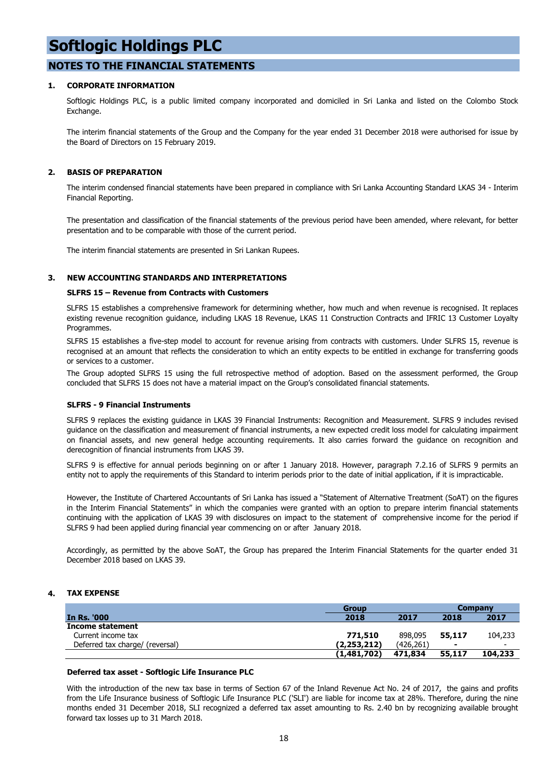# Softlogic Holdings PLC

## NOTES TO THE FINANCIAL STATEMENTS

### 1. CORPORATE INFORMATION

Softlogic Holdings PLC, is a public limited company incorporated and domiciled in Sri Lanka and listed on the Colombo Stock Exchange.

The interim financial statements of the Group and the Company for the year ended 31 December 2018 were authorised for issue by the Board of Directors on 15 February 2019.

### 2. BASIS OF PREPARATION

The interim condensed financial statements have been prepared in compliance with Sri Lanka Accounting Standard LKAS 34 - Interim Financial Reporting.

The presentation and classification of the financial statements of the previous period have been amended, where relevant, for better presentation and to be comparable with those of the current period.

The interim financial statements are presented in Sri Lankan Rupees.

### 3. NEW ACCOUNTING STANDARDS AND INTERPRETATIONS

**SLFRS 15 – Revenue from Contracts with Customers**

SLFRS 15 establishes a comprehensive framework for determining whether, how much and when revenue is recognised. It replaces existing revenue recognition guidance, including LKAS 18 Revenue, LKAS 11 Construction Contracts and IFRIC 13 Customer Loyalty Programmes.

SLFRS 15 establishes a five-step model to account for revenue arising from contracts with customers. Under SLFRS 15, revenue is recognised at an amount that reflects the consideration to which an entity expects to be entitled in exchange for transferring goods or services to a customer.

The Group adopted SLFRS 15 using the full retrospective method of adoption. Based on the assessment performed, the Group concluded that SLFRS 15 does not have a material impact on the Group's consolidated financial statements.

**SLFRS - 9 Financial Instruments**

SLFRS 9 replaces the existing guidance in LKAS 39 Financial Instruments: Recognition and Measurement. SLFRS 9 includes revised guidance on the classification and measurement of financial instruments, a new expected credit loss model for calculating impairment on financial assets, and new general hedge accounting requirements. It also carries forward the guidance on recognition and derecognition of financial instruments from LKAS 39.

SLFRS 9 is effective for annual periods beginning on or after 1 January 2018. However, paragraph 7.2.16 of SLFRS 9 permits an entity not to apply the requirements of this Standard to interim periods prior to the date of initial application, if it is impracticable.

However, the Institute of Chartered Accountants of Sri Lanka has issued a "Statement of Alternative Treatment (SoAT) on the figures in the Interim Financial Statements" in which the companies were granted with an option to prepare interim financial statements continuing with the application of LKAS 39 with disclosures on impact to the statement of comprehensive income for the period if SLFRS 9 had been applied during financial year commencing on or after January 2018.

Accordingly, as permitted by the above SoAT, the Group has prepared the Interim Financial Statements for the quarter ended 31 December 2018 based on LKAS 39.

### 4. TAX EXPENSE

| | Group | | Company | |
|---|---|---|---|---|
| **In Rs. '000** | **2018** | **2017** | **2018** | **2017** |
| **Income statement** | | | | |
| Current income tax | **771,510** | 898,095 | **55,117** | 104,233 |
| Deferred tax charge/ (reversal) | **(2,253,212)** | (426,261) | **-** | - |
| | **(1,481,702)** | **471,834** | **55,117** | **104,233** |

**Deferred tax asset - Softlogic Life Insurance PLC**

With the introduction of the new tax base in terms of Section 67 of the Inland Revenue Act No. 24 of 2017, the gains and profits from the Life Insurance business of Softlogic Life Insurance PLC ('SLI') are liable for income tax at 28%. Therefore, during the nine months ended 31 December 2018, SLI recognized a deferred tax asset amounting to Rs. 2.40 bn by recognizing available brought forward tax losses up to 31 March 2018.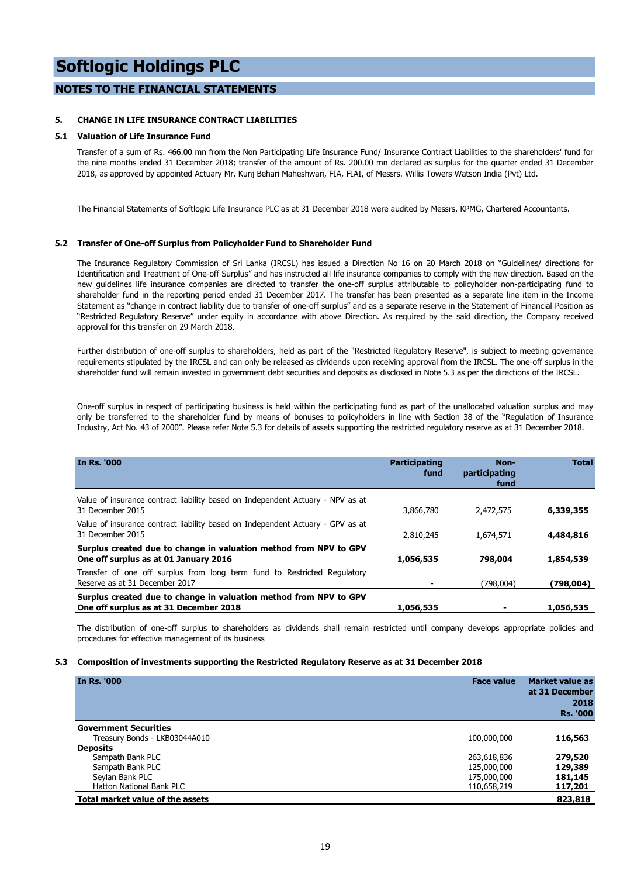# Softlogic Holdings PLC

## NOTES TO THE FINANCIAL STATEMENTS

### 5. CHANGE IN LIFE INSURANCE CONTRACT LIABILITIES

#### 5.1 Valuation of Life Insurance Fund

Transfer of a sum of Rs. 466.00 mn from the Non Participating Life Insurance Fund/ Insurance Contract Liabilities to the shareholders' fund for the nine months ended 31 December 2018; transfer of the amount of Rs. 200.00 mn declared as surplus for the quarter ended 31 December 2018, as approved by appointed Actuary Mr. Kunj Behari Maheshwari, FIA, FIAI, of Messrs. Willis Towers Watson India (Pvt) Ltd.

The Financial Statements of Softlogic Life Insurance PLC as at 31 December 2018 were audited by Messrs. KPMG, Chartered Accountants.

#### 5.2 Transfer of One-off Surplus from Policyholder Fund to Shareholder Fund

The Insurance Regulatory Commission of Sri Lanka (IRCSL) has issued a Direction No 16 on 20 March 2018 on "Guidelines/ directions for Identification and Treatment of One-off Surplus" and has instructed all life insurance companies to comply with the new direction. Based on the new guidelines life insurance companies are directed to transfer the one-off surplus attributable to policyholder non-participating fund to shareholder fund in the reporting period ended 31 December 2017. The transfer has been presented as a separate line item in the Income Statement as "change in contract liability due to transfer of one-off surplus" and as a separate reserve in the Statement of Financial Position as "Restricted Regulatory Reserve" under equity in accordance with above Direction. As required by the said direction, the Company received approval for this transfer on 29 March 2018.

Further distribution of one-off surplus to shareholders, held as part of the "Restricted Regulatory Reserve", is subject to meeting governance requirements stipulated by the IRCSL and can only be released as dividends upon receiving approval from the IRCSL. The one-off surplus in the shareholder fund will remain invested in government debt securities and deposits as disclosed in Note 5.3 as per the directions of the IRCSL.

One-off surplus in respect of participating business is held within the participating fund as part of the unallocated valuation surplus and may only be transferred to the shareholder fund by means of bonuses to policyholders in line with Section 38 of the "Regulation of Insurance Industry, Act No. 43 of 2000". Please refer Note 5.3 for details of assets supporting the restricted regulatory reserve as at 31 December 2018.

| In Rs. '000 | Participating fund | Non-participating fund | Total |
|---|---|---|---|
| Value of insurance contract liability based on Independent Actuary - NPV as at 31 December 2015 | 3,866,780 | 2,472,575 | **6,339,355** |
| Value of insurance contract liability based on Independent Actuary - GPV as at 31 December 2015 | 2,810,245 | 1,674,571 | **4,484,816** |
| **Surplus created due to change in valuation method from NPV to GPV One off surplus as at 01 January 2016** | **1,056,535** | **798,004** | **1,854,539** |
| Transfer of one off surplus from long term fund to Restricted Regulatory Reserve as at 31 December 2017 | - | (798,004) | **(798,004)** |
| **Surplus created due to change in valuation method from NPV to GPV One off surplus as at 31 December 2018** | **1,056,535** | **-** | **1,056,535** |

The distribution of one-off surplus to shareholders as dividends shall remain restricted until company develops appropriate policies and procedures for effective management of its business

#### 5.3 Composition of investments supporting the Restricted Regulatory Reserve as at 31 December 2018

| In Rs. '000 | Face value | Market value as at 31 December 2018 Rs. '000 |
|---|---|---|
| **Government Securities** | | |
| Treasury Bonds - LKB03044A010 | 100,000,000 | **116,563** |
| **Deposits** | | |
| Sampath Bank PLC | 263,618,836 | **279,520** |
| Sampath Bank PLC | 125,000,000 | **129,389** |
| Seylan Bank PLC | 175,000,000 | **181,145** |
| Hatton National Bank PLC | 110,658,219 | **117,201** |
| **Total market value of the assets** | | **823,818** |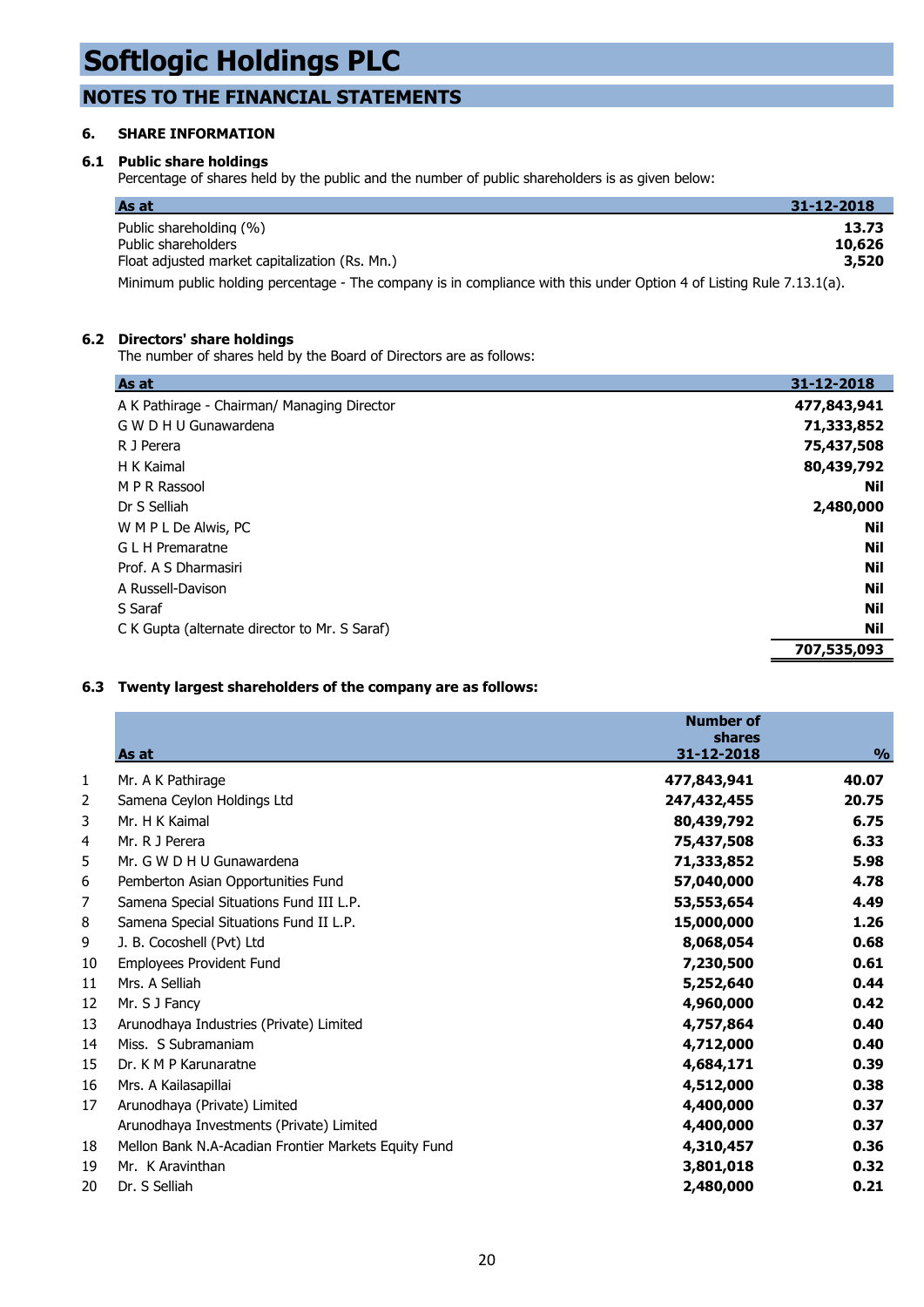# Softlogic Holdings PLC

## NOTES TO THE FINANCIAL STATEMENTS

### 6. SHARE INFORMATION

#### 6.1 Public share holdings

Percentage of shares held by the public and the number of public shareholders is as given below:

| As at | 31-12-2018 |
|---|---|
| Public shareholding (%) | **13.73** |
| Public shareholders | **10,626** |
| Float adjusted market capitalization (Rs. Mn.) | **3,520** |

Minimum public holding percentage - The company is in compliance with this under Option 4 of Listing Rule 7.13.1(a).

#### 6.2 Directors' share holdings

The number of shares held by the Board of Directors are as follows:

| As at | 31-12-2018 |
|---|---|
| A K Pathirage - Chairman/ Managing Director | **477,843,941** |
| G W D H U Gunawardena | **71,333,852** |
| R J Perera | **75,437,508** |
| H K Kaimal | **80,439,792** |
| M P R Rassool | **Nil** |
| Dr S Selliah | **2,480,000** |
| W M P L De Alwis, PC | **Nil** |
| G L H Premaratne | **Nil** |
| Prof. A S Dharmasiri | **Nil** |
| A Russell-Davison | **Nil** |
| S Saraf | **Nil** |
| C K Gupta (alternate director to Mr. S Saraf) | **Nil** |
| | **707,535,093** |

#### 6.3 Twenty largest shareholders of the company are as follows:

| | As at | Number of shares 31-12-2018 | % |
|---|---|---|---|
| 1 | Mr. A K Pathirage | **477,843,941** | **40.07** |
| 2 | Samena Ceylon Holdings Ltd | **247,432,455** | **20.75** |
| 3 | Mr. H K Kaimal | **80,439,792** | **6.75** |
| 4 | Mr. R J Perera | **75,437,508** | **6.33** |
| 5 | Mr. G W D H U Gunawardena | **71,333,852** | **5.98** |
| 6 | Pemberton Asian Opportunities Fund | **57,040,000** | **4.78** |
| 7 | Samena Special Situations Fund III L.P. | **53,553,654** | **4.49** |
| 8 | Samena Special Situations Fund II L.P. | **15,000,000** | **1.26** |
| 9 | J. B. Cocoshell (Pvt) Ltd | **8,068,054** | **0.68** |
| 10 | Employees Provident Fund | **7,230,500** | **0.61** |
| 11 | Mrs. A Selliah | **5,252,640** | **0.44** |
| 12 | Mr. S J Fancy | **4,960,000** | **0.42** |
| 13 | Arunodhaya Industries (Private) Limited | **4,757,864** | **0.40** |
| 14 | Miss. S Subramaniam | **4,712,000** | **0.40** |
| 15 | Dr. K M P Karunaratne | **4,684,171** | **0.39** |
| 16 | Mrs. A Kailasapillai | **4,512,000** | **0.38** |
| 17 | Arunodhaya (Private) Limited | **4,400,000** | **0.37** |
| | Arunodhaya Investments (Private) Limited | **4,400,000** | **0.37** |
| 18 | Mellon Bank N.A-Acadian Frontier Markets Equity Fund | **4,310,457** | **0.36** |
| 19 | Mr. K Aravinthan | **3,801,018** | **0.32** |
| 20 | Dr. S Selliah | **2,480,000** | **0.21** |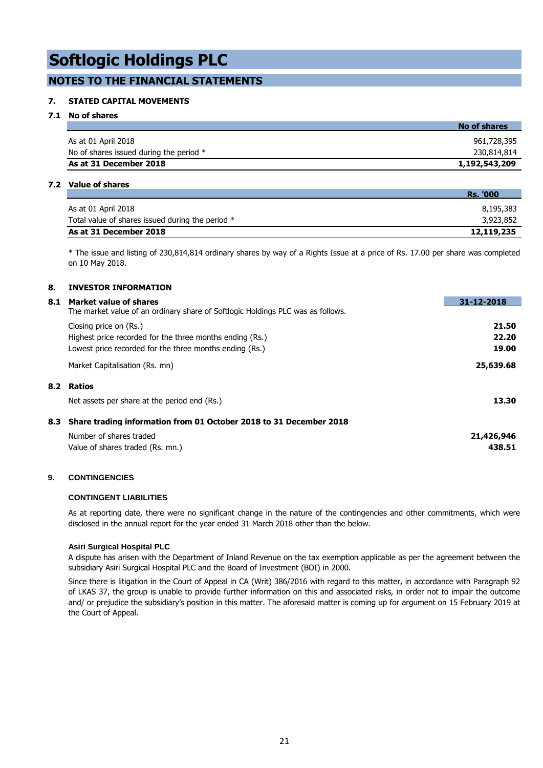# Softlogic Holdings PLC

## NOTES TO THE FINANCIAL STATEMENTS

### 7. STATED CAPITAL MOVEMENTS

#### 7.1 No of shares

| | No of shares |
|---|---|
| As at 01 April 2018 | 961,728,395 |
| No of shares issued during the period * | 230,814,814 |
| **As at 31 December 2018** | **1,192,543,209** |

#### 7.2 Value of shares

| | Rs. '000 |
|---|---|
| As at 01 April 2018 | 8,195,383 |
| Total value of shares issued during the period * | 3,923,852 |
| **As at 31 December 2018** | **12,119,235** |

* The issue and listing of 230,814,814 ordinary shares by way of a Rights Issue at a price of Rs. 17.00 per share was completed on 10 May 2018.

### 8. INVESTOR INFORMATION

#### 8.1 Market value of shares

The market value of an ordinary share of Softlogic Holdings PLC was as follows.

| | 31-12-2018 |
|---|---|
| Closing price on (Rs.) | **21.50** |
| Highest price recorded for the three months ending (Rs.) | **22.20** |
| Lowest price recorded for the three months ending (Rs.) | **19.00** |
| Market Capitalisation (Rs. mn) | **25,639.68** |

#### 8.2 Ratios

| | |
|---|---|
| Net assets per share at the period end (Rs.) | **13.30** |

#### 8.3 Share trading information from 01 October 2018 to 31 December 2018

| | |
|---|---|
| Number of shares traded | **21,426,946** |
| Value of shares traded (Rs. mn.) | **438.51** |

### 9. CONTINGENCIES

**CONTINGENT LIABILITIES**

As at reporting date, there were no significant change in the nature of the contingencies and other commitments, which were disclosed in the annual report for the year ended 31 March 2018 other than the below.

**Asiri Surgical Hospital PLC**

A dispute has arisen with the Department of Inland Revenue on the tax exemption applicable as per the agreement between the subsidiary Asiri Surgical Hospital PLC and the Board of Investment (BOI) in 2000.

Since there is litigation in the Court of Appeal in CA (Writ) 386/2016 with regard to this matter, in accordance with Paragraph 92 of LKAS 37, the group is unable to provide further information on this and associated risks, in order not to impair the outcome and/ or prejudice the subsidiary's position in this matter. The aforesaid matter is coming up for argument on 15 February 2019 at the Court of Appeal.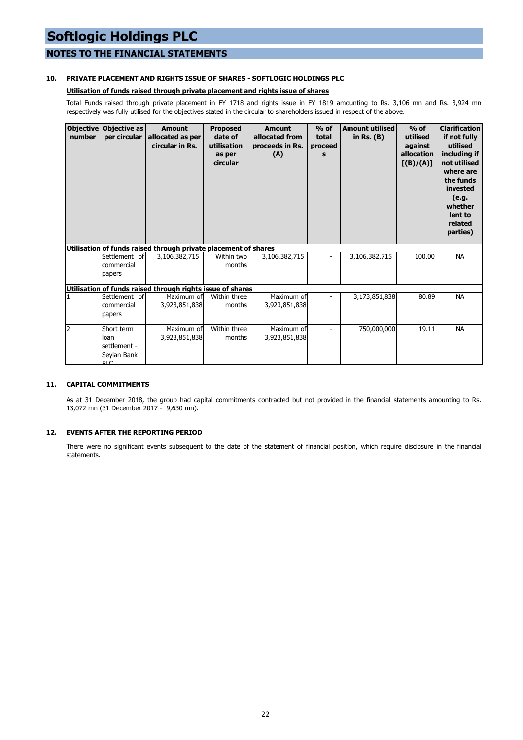# Softlogic Holdings PLC

## NOTES TO THE FINANCIAL STATEMENTS

### 10. PRIVATE PLACEMENT AND RIGHTS ISSUE OF SHARES - SOFTLOGIC HOLDINGS PLC

**Utilisation of funds raised through private placement and rights issue of shares**

Total Funds raised through private placement in FY 1718 and rights issue in FY 1819 amounting to Rs. 3,106 mn and Rs. 3,924 mn respectively was fully utilised for the objectives stated in the circular to shareholders issued in respect of the above.

| Objective number | Objective as per circular | Amount allocated as per circular in Rs. | Proposed date of utilisation as per circular | Amount allocated from proceeds in Rs. (A) | % of total proceeds | Amount utilised in Rs. (B) | % of utilised against allocation [(B)/(A)] | Clarification if not fully utilised including if not utilised where are the funds invested (e.g. whether lent to related parties) |
|---|---|---|---|---|---|---|---|---|
| **Utilisation of funds raised through private placement of shares** | | | | | | | | |
| | Settlement of commercial papers | 3,106,382,715 | Within two months | 3,106,382,715 | - | 3,106,382,715 | 100.00 | NA |
| **Utilisation of funds raised through rights issue of shares** | | | | | | | | |
| 1 | Settlement of commercial papers | Maximum of 3,923,851,838 | Within three months | Maximum of 3,923,851,838 | - | 3,173,851,838 | 80.89 | NA |
| 2 | Short term loan settlement - Seylan Bank PLC | Maximum of 3,923,851,838 | Within three months | Maximum of 3,923,851,838 | - | 750,000,000 | 19.11 | NA |

### 11. CAPITAL COMMITMENTS

As at 31 December 2018, the group had capital commitments contracted but not provided in the financial statements amounting to Rs. 13,072 mn (31 December 2017 - 9,630 mn).

### 12. EVENTS AFTER THE REPORTING PERIOD

There were no significant events subsequent to the date of the statement of financial position, which require disclosure in the financial statements.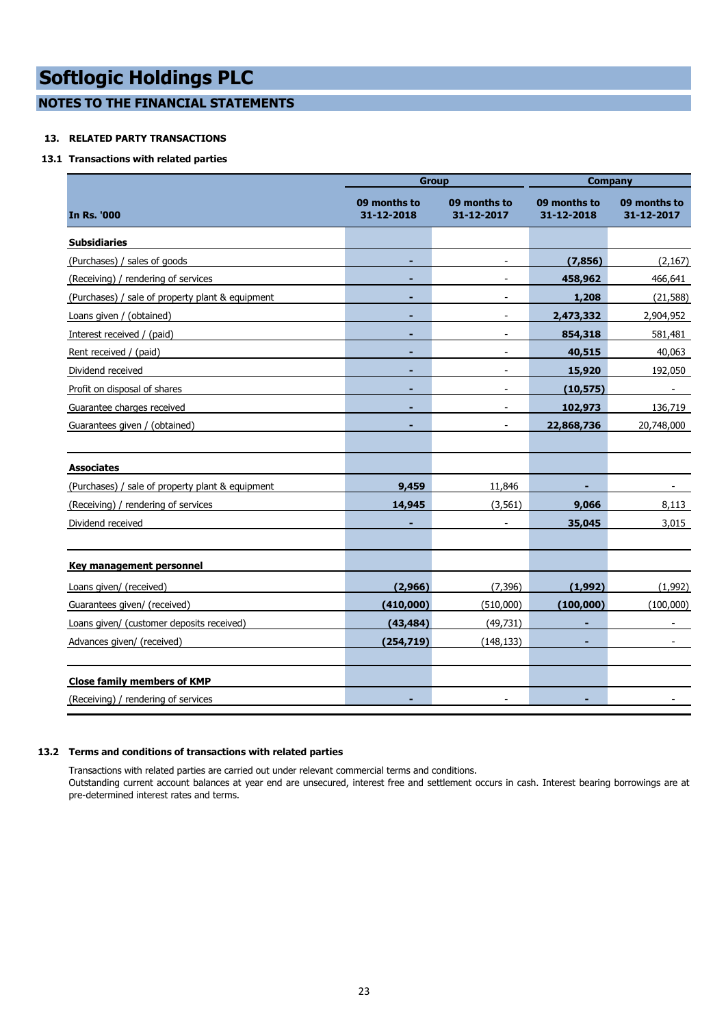# Softlogic Holdings PLC

## NOTES TO THE FINANCIAL STATEMENTS

### 13. RELATED PARTY TRANSACTIONS

#### 13.1 Transactions with related parties

| In Rs. '000 | Group | | Company | |
|---|---|---|---|---|
| | 09 months to 31-12-2018 | 09 months to 31-12-2017 | 09 months to 31-12-2018 | 09 months to 31-12-2017 |
| **Subsidiaries** | | | | |
| (Purchases) / sales of goods | **-** | - | **(7,856)** | (2,167) |
| (Receiving) / rendering of services | **-** | - | **458,962** | 466,641 |
| (Purchases) / sale of property plant & equipment | **-** | - | **1,208** | (21,588) |
| Loans given / (obtained) | **-** | - | **2,473,332** | 2,904,952 |
| Interest received / (paid) | **-** | - | **854,318** | 581,481 |
| Rent received / (paid) | **-** | - | **40,515** | 40,063 |
| Dividend received | **-** | - | **15,920** | 192,050 |
| Profit on disposal of shares | **-** | - | **(10,575)** | - |
| Guarantee charges received | **-** | - | **102,973** | 136,719 |
| Guarantees given / (obtained) | **-** | - | **22,868,736** | 20,748,000 |
| | | | | |
| **Associates** | | | | |
| (Purchases) / sale of property plant & equipment | **9,459** | 11,846 | **-** | - |
| (Receiving) / rendering of services | **14,945** | (3,561) | **9,066** | 8,113 |
| Dividend received | **-** | - | **35,045** | 3,015 |
| | | | | |
| **Key management personnel** | | | | |
| Loans given/ (received) | **(2,966)** | (7,396) | **(1,992)** | (1,992) |
| Guarantees given/ (received) | **(410,000)** | (510,000) | **(100,000)** | (100,000) |
| Loans given/ (customer deposits received) | **(43,484)** | (49,731) | **-** | - |
| Advances given/ (received) | **(254,719)** | (148,133) | **-** | - |
| | | | | |
| **Close family members of KMP** | | | | |
| (Receiving) / rendering of services | **-** | - | **-** | - |

#### 13.2 Terms and conditions of transactions with related parties

Transactions with related parties are carried out under relevant commercial terms and conditions.
Outstanding current account balances at year end are unsecured, interest free and settlement occurs in cash. Interest bearing borrowings are at pre-determined interest rates and terms.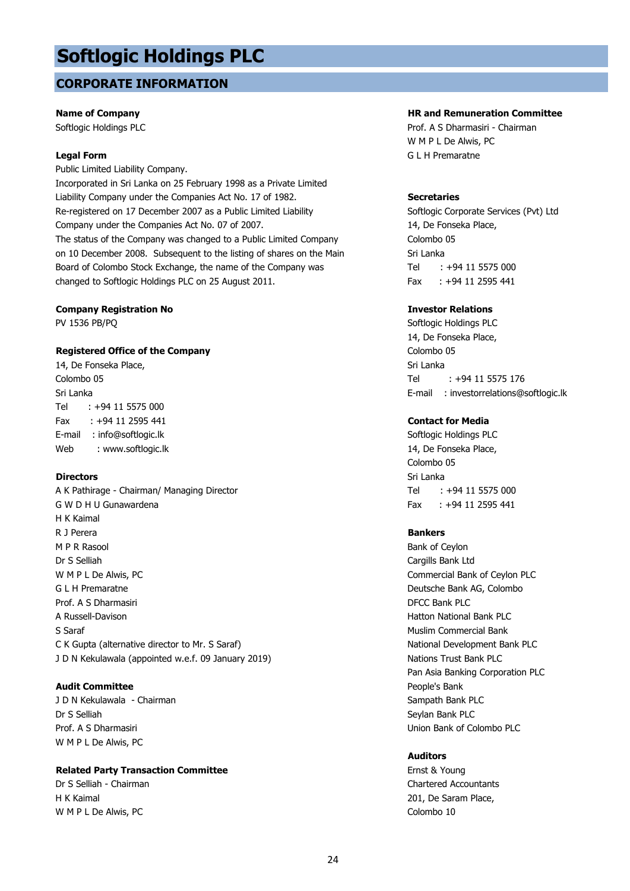# Softlogic Holdings PLC

## CORPORATE INFORMATION

**Name of Company**
Softlogic Holdings PLC

**Legal Form**
Public Limited Liability Company.
Incorporated in Sri Lanka on 25 February 1998 as a Private Limited Liability Company under the Companies Act No. 17 of 1982.
Re-registered on 17 December 2007 as a Public Limited Liability Company under the Companies Act No. 07 of 2007.
The status of the Company was changed to a Public Limited Company on 10 December 2008. Subsequent to the listing of shares on the Main Board of Colombo Stock Exchange, the name of the Company was changed to Softlogic Holdings PLC on 25 August 2011.

**Company Registration No**
PV 1536 PB/PQ

**Registered Office of the Company**
14, De Fonseka Place,
Colombo 05
Sri Lanka
Tel : +94 11 5575 000
Fax : +94 11 2595 441
E-mail : info@softlogic.lk
Web : www.softlogic.lk

**Directors**
A K Pathirage - Chairman/ Managing Director
G W D H U Gunawardena
H K Kaimal
R J Perera
M P R Rasool
Dr S Selliah
W M P L De Alwis, PC
G L H Premaratne
Prof. A S Dharmasiri
A Russell-Davison
S Saraf
C K Gupta (alternative director to Mr. S Saraf)
J D N Kekulawala (appointed w.e.f. 09 January 2019)

**Audit Committee**
J D N Kekulawala - Chairman
Dr S Selliah
Prof. A S Dharmasiri
W M P L De Alwis, PC

**Related Party Transaction Committee**
Dr S Selliah - Chairman
H K Kaimal
W M P L De Alwis, PC

**HR and Remuneration Committee**
Prof. A S Dharmasiri - Chairman
W M P L De Alwis, PC
G L H Premaratne

**Secretaries**
Softlogic Corporate Services (Pvt) Ltd
14, De Fonseka Place,
Colombo 05
Sri Lanka
Tel : +94 11 5575 000
Fax : +94 11 2595 441

**Investor Relations**
Softlogic Holdings PLC
14, De Fonseka Place,
Colombo 05
Sri Lanka
Tel : +94 11 5575 176
E-mail : investorrelations@softlogic.lk

**Contact for Media**
Softlogic Holdings PLC
14, De Fonseka Place,
Colombo 05
Sri Lanka
Tel : +94 11 5575 000
Fax : +94 11 2595 441

**Bankers**
Bank of Ceylon
Cargills Bank Ltd
Commercial Bank of Ceylon PLC
Deutsche Bank AG, Colombo
DFCC Bank PLC
Hatton National Bank PLC
Muslim Commercial Bank
National Development Bank PLC
Nations Trust Bank PLC
Pan Asia Banking Corporation PLC
People's Bank
Sampath Bank PLC
Seylan Bank PLC
Union Bank of Colombo PLC

**Auditors**
Ernst & Young
Chartered Accountants
201, De Saram Place,
Colombo 10